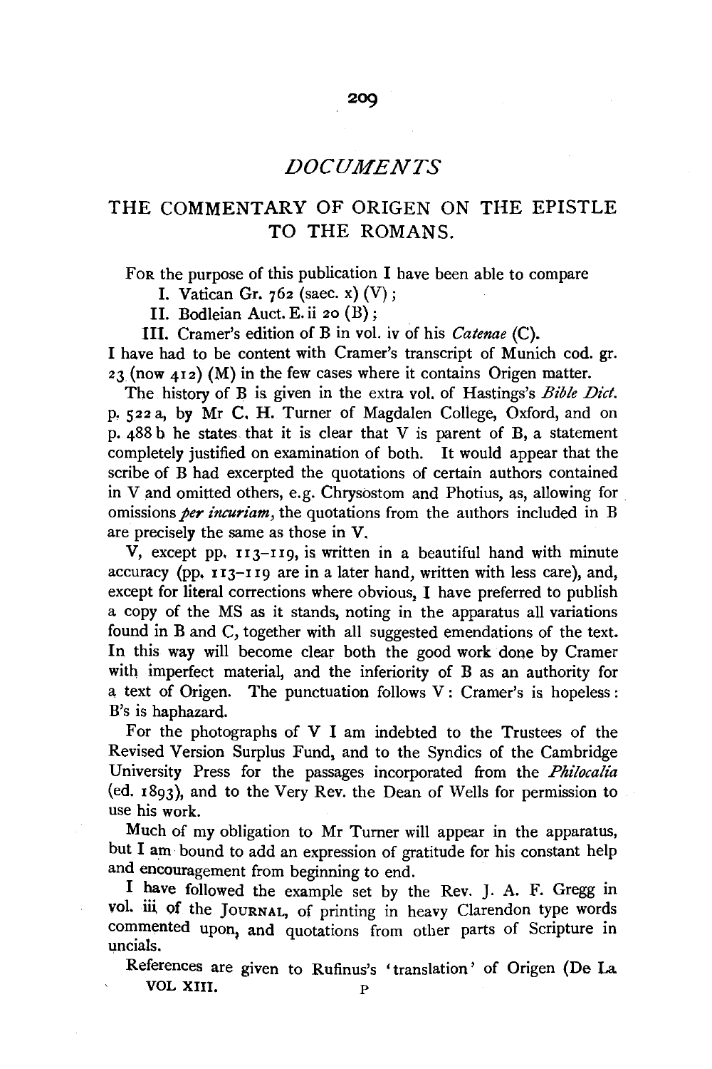# DOCUMENTS

## THE COMMENTARY OF ORIGEN ON THE EPISTLE TO THE ROMANS.

For the purpose of this publication I have been able to compare

I. Vatican Gr. 762 (saec. x) (V);

II. Bodleian Auct. E. ii 20 (B);

III. Cramer's edition of B in vol. iv of his *Catenae* (C).

I have had to be content with Cramer's transcript of Munich cod. gr. 23 (now 412) (M) in the few cases where it contains Origen matter.

The history of B is given in the extra vol. of Hastings's *Bible Dict.* p. 522 a, by Mr C. H. Turner of Magdalen College, Oxford, and on p. 488 b he states that it is clear that V is parent of B, a statement completely justified on examination of both. It would appear that the scribe of B had excerpted the quotations of certain authors contained in V and omitted others, e.g. Chrysostom and Photius, as, allowing for omissions *per incuriam*, the quotations from the authors included in B are precisely the same as those in V.

V, except pp. 113–119, is written in a beautiful hand with minute accuracy (pp. 113–119 are in a later hand, written with less care), and, except for literal corrections where obvious, I have preferred to publish a copy of the MS as it stands, noting in the apparatus all variations found in B and C, together with all suggested emendations of the text. In this way will become clear both the good work done by Cramer with imperfect material, and the inferiority of B as an authority for a text of Origen. The punctuation follows V: Cramer's is hopeless: B's is haphazard.

For the photographs of V I am indebted to the Trustees of the Revised Version Surplus Fund, and to the Syndics of the Cambridge University Press for the passages incorporated from the *Philocalia* (ed. 1893), and to the Very Rev. the Dean of Wells for permission to use his work.

Much of my obligation to Mr Turner will appear in the apparatus, but I am bound to add an expression of gratitude for his constant help and encouragement from beginning to end.

I have followed the example set by the Rev. J. A. F. Gregg in vol. iii of the Journal, of printing in heavy Clarendon type words commented upon, and quotations from other parts of Scripture in uncials.

References are given to Rufinus's 'translation' of Origen (De La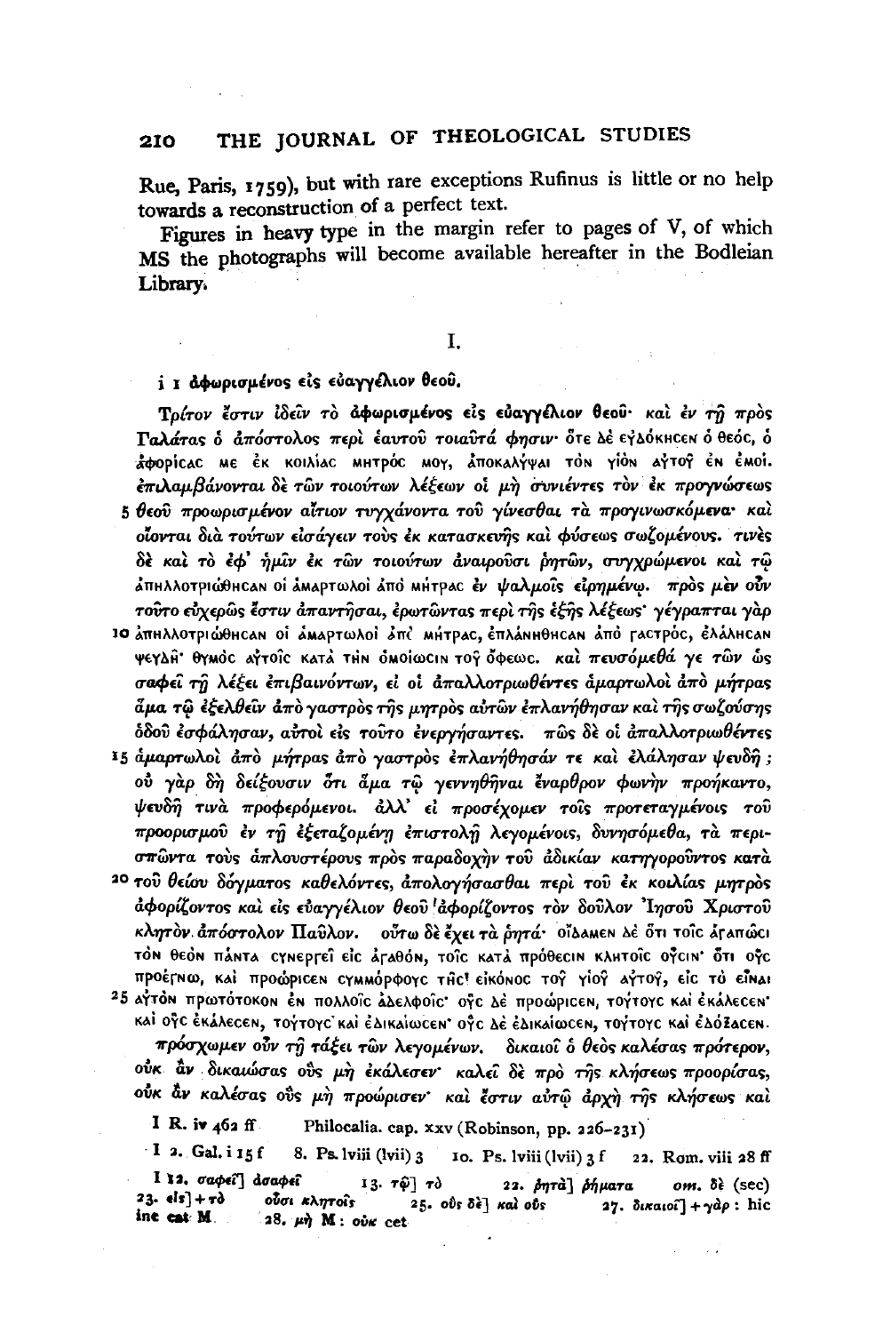Rue, Paris, 1759), but with rare exceptions Rufinus is little or no help towards a reconstruction of a perfect text.

Figures in heavy type in the margin refer to pages of V, of which MS the photographs will become available hereafter in the Bodleian Library.

## I.

i 1 ἀφωρισμένος εἰς εὐαγγέλιον θεοῦ.

Τρίτον ἔστιν ἰδεῖν τὸ ἀφωρισμένος εἰς εὐαγγέλιον θεοῦ· καὶ ἐν τῇ πρὸς Γαλάτας ὁ ἀπόστολος περὶ ἑαυτοῦ τοιαῦτά φησιν· ὅτε δὲ εὐδόκησεν ὁ θεός, ὁ ἀφορίσας με ἐκ κοιλίας μητρός μου, ἀποκαλύψαι τὸν υἱὸν αὐτοῦ ἐν ἐμοί. ἐπιλαμβάνονται δὲ τῶν τοιούτων λέξεων οἱ μὴ συνιέντες τὸν ἐκ προγνώσεως
5 θεοῦ προωρισμένον αἴτιον τυγχάνοντα τοῦ γίνεσθαι τὰ προγινωσκόμενα· καὶ οἴονται διὰ τούτων εἰσάγειν τοὺς ἐκ κατασκευῆς καὶ φύσεως σωζομένους. τινὲς δὲ καὶ τὸ ἐφ' ἡμῖν ἐκ τῶν τοιούτων ἀναιροῦσι ῥητῶν, συγχρώμενοι καὶ τῷ ἀπηλλοτριώθησαν οἱ ἁμαρτωλοὶ ἀπὸ μήτρας ἐν ψαλμοῖς εἰρημένῳ. πρὸς μὲν οὖν τοῦτο εὐχερῶς ἔστιν ἀπαντῆσαι, ἐρωτῶντας περὶ τῆς ἑξῆς λέξεως· γέγραπται γὰρ
10 ἀπηλλοτριώθησαν οἱ ἁμαρτωλοὶ ἀπὸ μήτρας, ἐπλανήθησαν ἀπὸ γαστρός, ἐλάλησαν ψευδῆ· θυμὸς αὐτοῖς κατὰ τὴν ὁμοίωσιν τοῦ ὄφεως. καὶ πευσόμεθά γε τῶν ὡς σαφεῖ τῇ λέξει ἐπιβαινόντων, εἰ οἱ ἀπαλλοτριωθέντες ἁμαρτωλοὶ ἀπὸ μήτρας ἅμα τῷ ἐξελθεῖν ἀπὸ γαστρὸς τῆς μητρὸς αὐτῶν ἐπλανήθησαν καὶ τῆς σωζούσης ὁδοῦ ἐσφάλησαν, αὐτοὶ εἰς τοῦτο ἐνεργήσαντες. πῶς δὲ οἱ ἀπαλλοτριωθέντες
15 ἁμαρτωλοὶ ἀπὸ μήτρας ἀπὸ γαστρὸς ἐπλανήθησάν τε καὶ ἐλάλησαν ψευδῆ; οὐ γὰρ δὴ δείξουσιν ὅτι ἅμα τῷ γεννηθῆναι ἔναρθρον φωνὴν προήκαντο, ψευδῆ τινὰ προφερόμενοι. ἀλλ' εἰ προσέχομεν τοῖς προτεταγμένοις τοῦ προορισμοῦ ἐν τῇ ἐξεταζομένῃ ἐπιστολῇ λεγομένοις, δυνησόμεθα, τὰ περισπῶντα τοὺς ἁπλουστέρους πρὸς παραδοχὴν τοῦ ἀδικίαν κατηγοροῦντος κατὰ
20 τοῦ θείου δόγματος καθελόντες, ἀπολογήσασθαι περὶ τοῦ ἐκ κοιλίας μητρὸς ἀφορίζοντος καὶ εἰς εὐαγγέλιον θεοῦ ἀφορίζοντος τὸν δοῦλον Ἰησοῦ Χριστοῦ κλητὸν ἀπόστολον Παῦλον. οὕτω δὲ ἔχει τὰ ῥητά· οἴδαμεν δὲ ὅτι τοῖς ἀγαπῶσι τὸν θεὸν πάντα συνεργεῖ εἰς ἀγαθόν, τοῖς κατὰ πρόθεσιν κλητοῖς οὖσιν· ὅτι οὓς προέγνω, καὶ προώρισεν συμμόρφους τῆς εἰκόνος τοῦ υἱοῦ αὐτοῦ, εἰς τὸ εἶναι
25 αὐτὸν πρωτότοκον ἐν πολλοῖς ἀδελφοῖς· οὓς δὲ προώρισεν, τούτους καὶ ἐκάλεσεν· καὶ οὓς ἐκάλεσεν, τούτους καὶ ἐδικαίωσεν· οὓς δὲ ἐδικαίωσεν, τούτους καὶ ἐδόξασεν.

πρόσχωμεν οὖν τῇ τάξει τῶν λεγομένων. δικαιοῖ ὁ θεὸς καλέσας πρότερον, οὐκ ἂν δικαιώσας οὓς μὴ ἐκάλεσεν· καλεῖ δὲ πρὸ τῆς κλήσεως προορίσας, οὐκ ἂν καλέσας οὓς μὴ προώρισεν· καὶ ἔστιν αὐτῷ ἀρχὴ τῆς κλήσεως καὶ

I R. iv 462 ff  Philocalia. cap. xxv (Robinson, pp. 226–231)

I 2. Gal. i 15 f  8. Ps. lviii (lvii) 3  10. Ps. lviii (lvii) 3 f  22. Rom. viii 28 ff

I 12. σαφεῖ] ἀσαφεῖ  13. τῷ] τὸ  22. ῥητὰ] ῥήματα  om. δὲ (sec)  23. εἰς] + τὸ  οὖσι κλητοῖς  25. οὓς δὲ] καὶ οὓς  27. δικαιοῖ] + γὰρ: hic inc cat M  28. μὴ M: οὐκ cet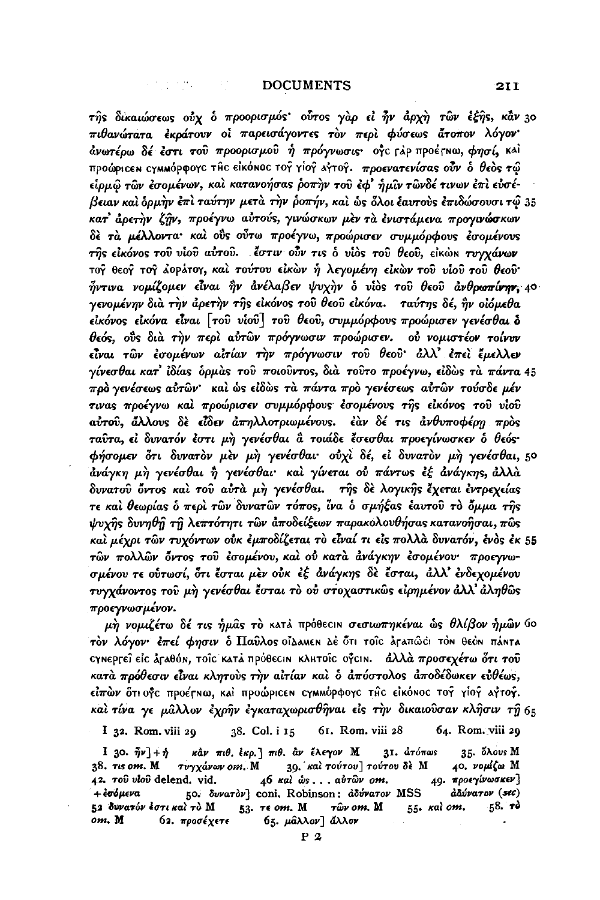τῆς δικαιώσεως οὐχ ὁ προορισμός· οὗτος γὰρ εἰ ἦν ἀρχὴ τῶν ἑξῆς, κἂν 30 πιθανώτατα ἐκράτουν οἱ παρεισάγοντες τὸν περὶ φύσεως ἄτοπον λόγον· ἀνωτέρω δέ ἐστι τοῦ προορισμοῦ ἡ πρόγνωσις· ΟΥ̓C ΓᾺΡ ΠΡΟΈΓΝΩ, φησί, ΚΑῚ ΠΡΟΏΡΙCΕΝ CΥΜΜΌΡΦΟΥC ΤΗ̂C ΕἸΚΌΝΟC ΤΟΥ̂ ΥἹΟΥ̂ ΑΥ̓ΤΟΥ̂. προενατενίσας οὖν ὁ θεὸς τῷ εἱρμῷ τῶν ἐσομένων, καὶ κατανοήσας ῥοπὴν τοῦ ἐφ' ἡμῖν τῶνδέ τινων ἐπὶ εὐσέβειαν καὶ ὁρμὴν ἐπὶ ταύτην μετὰ τὴν ῥοπήν, καὶ ὡς ὅλοι ἑαυτοὺς ἐπιδώσουσι τῷ 35 κατ' ἀρετὴν ζῆν, προέγνω αὐτούς, γινώσκων μὲν τὰ ἐνιστάμενα προγινώσκων δὲ τὰ μέλλοντα· καὶ οὓς οὕτω προέγνω, προώρισεν συμμόρφους ἐσομένους τῆς εἰκόνος τοῦ υἱοῦ αὐτοῦ. ἔστιν οὖν τις ὁ υἱὸς τοῦ θεοῦ, ΕἸΚῺΝ *τυγχάνων* ΤΟΥ̂ ΘΕΟΥ̂ ΤΟΥ̂ ἈΟΡΆΤΟΥ, καὶ τούτου εἰκὼν ἡ λεγομένη εἰκὼν τοῦ υἱοῦ τοῦ θεοῦ· ἥντινα νομίζομεν εἶναι ἣν ἀνέλαβεν ψυχὴν ὁ υἱὸς τοῦ θεοῦ ἀνθρωπίνην, 40 γενομένην διὰ τὴν ἀρετὴν τῆς εἰκόνος τοῦ θεοῦ εἰκόνα. ταύτης δέ, ἣν οἰόμεθα εἰκόνος εἰκόνα εἶναι [τοῦ υἱοῦ] τοῦ θεοῦ, συμμόρφους προώρισεν γενέσθαι ὁ θεός, οὓς διὰ τὴν περὶ αὐτῶν πρόγνωσιν προώρισεν. οὐ νομιστέον τοίνυν εἶναι τῶν ἐσομένων αἰτίαν τὴν πρόγνωσιν τοῦ θεοῦ· ἀλλ' ἐπεὶ ἔμελλεν γίνεσθαι κατ' ἰδίας ὁρμὰς τοῦ ποιοῦντος, διὰ τοῦτο προέγνω, εἰδὼς τὰ πάντα 45 πρὸ γενέσεως αὐτῶν· καὶ ὡς εἰδὼς τὰ πάντα πρὸ γενέσεως αὐτῶν τούσδε μέν τινας προέγνω καὶ προώρισεν συμμόρφους ἐσομένους τῆς εἰκόνος τοῦ υἱοῦ αὐτοῦ, ἄλλους δὲ εἶδεν ἀπηλλοτριωμένους. ἐὰν δέ τις ἀνθυποφέρῃ πρὸς ταῦτα, εἰ δυνατόν ἐστι μὴ γενέσθαι ἃ τοιάδε ἔσεσθαι προεγίνωσκεν ὁ θεός· φήσομεν ὅτι δυνατὸν μὲν μὴ γενέσθαι· οὐχὶ δέ, εἰ δυνατὸν μὴ γενέσθαι, 50 ἀνάγκη μὴ γενέσθαι ἢ γενέσθαι· καὶ γίνεται οὐ πάντως ἐξ ἀνάγκης, ἀλλὰ δυνατοῦ ὄντος καὶ τοῦ αὐτὰ μὴ γενέσθαι. τῆς δὲ λογικῆς ἔχεται ἐντρεχείας τε καὶ θεωρίας ὁ περὶ τῶν δυνατῶν τόπος, ἵνα ὁ σμήξας ἑαυτοῦ τὸ ὄμμα τῆς ψυχῆς δυνηθῇ τῇ λεπτότητι τῶν ἀποδείξεων παρακολουθήσας κατανοῆσαι, πῶς καὶ μέχρι τῶν τυχόντων οὐκ ἐμποδίζεται τὸ εἶναί τι εἰς πολλὰ δυνατόν, ἑνὸς ἐκ 55 τῶν πολλῶν ὄντος τοῦ ἐσομένου, καὶ οὐ κατὰ ἀνάγκην ἐσομένου· προεγνωσμένου τε οὑτωσί, ὅτι ἔσται μὲν οὐκ ἐξ ἀνάγκης δὲ ἔσται, ἀλλ' ἐνδεχομένου τυγχάνοντος τοῦ μὴ γενέσθαι ἔσται τὸ οὐ στοχαστικῶς εἰρημένον ἀλλ' ἀληθῶς προεγνωσμένον.

μὴ νομιζέτω δέ τις ἡμᾶς τὸ ΚΑΤᾺ ΠΡΌΘΕCΙΝ σεσιωπηκέναι ὡς θλίβον ἡμῶν 60 τὸν λόγον· ἐπεί φησιν ὁ Παῦλος ΟἼΔΑΜΕΝ ΔῈ ὍΤΙ ΤΟΙ̂C ἈΓΑΠΩ̂CΙ ΤῸΝ ΘΕῸΝ ΠΆΝΤΑ CΥΝΕΡΓΕΙ̂ ΕἸC ἈΓΑΘΌΝ, ΤΟΙ̂C ΚΑΤᾺ ΠΡΌΘΕCΙΝ ΚΛΗΤΟΙ̂C ΟΥ̓̂CΙΝ. ἀλλὰ προσεχέτω ὅτι τοῦ κατὰ πρόθεσιν εἶναι κλητοὺς τὴν αἰτίαν καὶ ὁ ἀπόστολος ἀποδέδωκεν εὐθέως, εἰπὼν ὍΤΙ ΟΥ̓̀C ΠΡΟΈΓΝΩ, ΚΑῚ ΠΡΟΏΡΙCΕΝ CΥΜΜΌΡΦΟΥC ΤΗ̂C ΕἸΚΌΝΟC ΤΟΥ̂ ΥἹΟΥ̂ ΑΥ̓ΤΟΥ̂. καὶ τίνα γε μᾶλλον ἐχρῆν ἐγκαταχωρισθῆναι εἰς τὴν δικαιοῦσαν κλῆσιν τῇ 65

I 32. Rom. viii 29 &nbsp;&nbsp; 38. Col. i 15 &nbsp;&nbsp; 61. Rom. viii 28 &nbsp;&nbsp; 64. Rom. viii 29

I 30. ἦν] + ἡ &nbsp; κἂν πιθ. ἐκρ.] πιθ. ἂν ἔλεγον M &nbsp; 31. ἀτόπως &nbsp; 35. ὅλους M &nbsp; 38. τις om. M &nbsp; τυγχάνων om. M &nbsp; 39. καὶ τούτου] τούτου δὲ M &nbsp; 40. νομίζω M &nbsp; 42. τοῦ υἱοῦ delend. vid. &nbsp; 46 καὶ ὡς ... αὐτῶν om. &nbsp; 49. προεγίνωσκεν] + ἐσόμενα &nbsp; 50. δυνατὸν] conj. Robinson: ἀδύνατον MSS &nbsp; ἀδύνατον (*sec*) &nbsp; 52 δυνατόν ἐστι καὶ τὸ M &nbsp; 53. τε om. M &nbsp; τῶν om. M &nbsp; 55. καὶ om. &nbsp; 58. τὸ om. M &nbsp; 62. προσέχετε &nbsp; 65. μᾶλλον] ἄλλον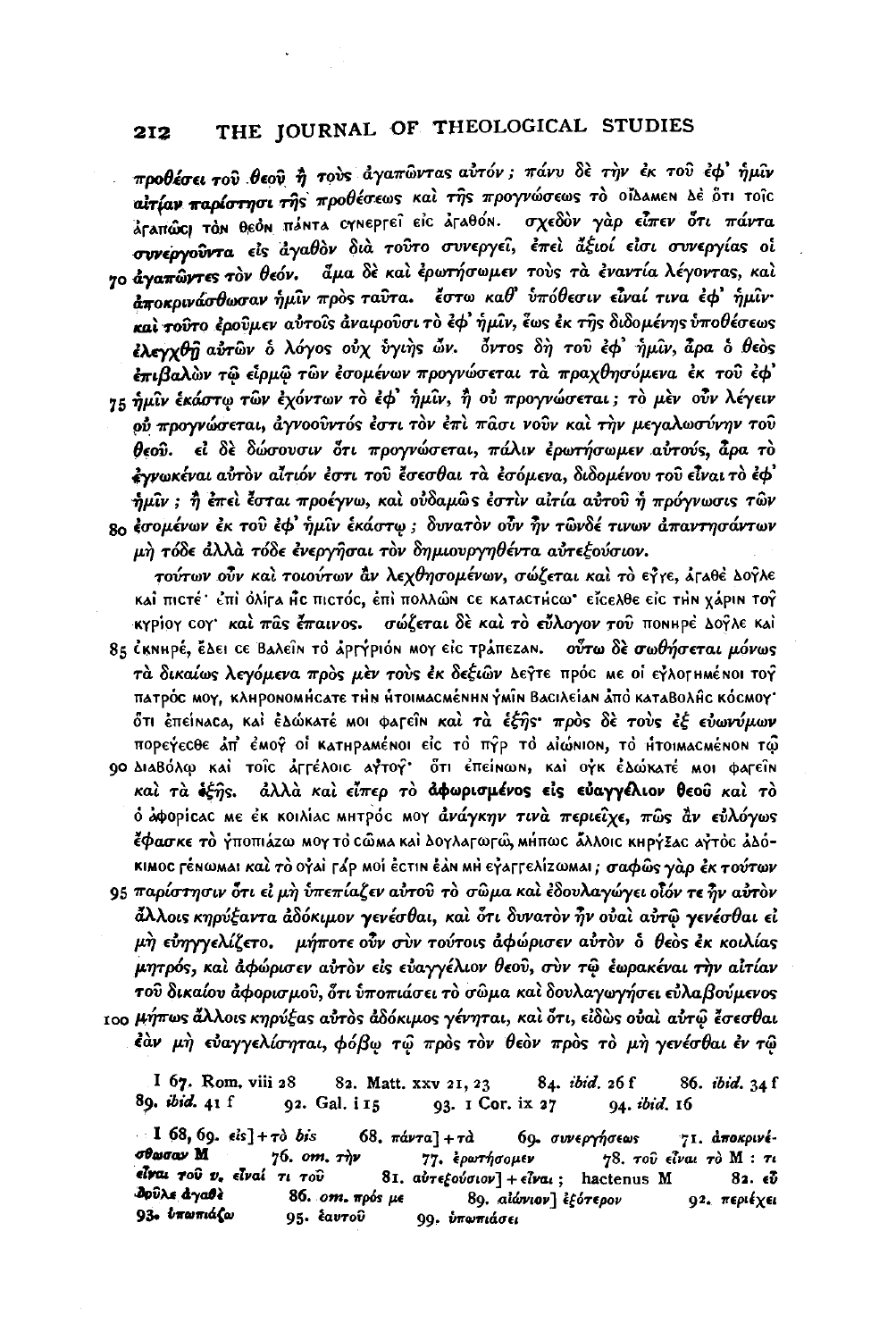προθέσει τοῦ θεοῦ ἢ τοὺς ἀγαπῶντας αὐτόν; πάνυ δὲ τὴν ἐκ τοῦ ἐφ' ἡμῖν αἰτίαν παρίστησι τῆς προθέσεως καὶ τῆς προγνώσεως τὸ οἴδαμεν δὲ ὅτι τοῖς ἀγαπῶσι τὸν θεὸν πάντα συνεργεῖ εἰς ἀγαθόν. σχεδὸν γὰρ εἶπεν ὅτι πάντα συνεργοῦντα εἰς ἀγαθὸν διὰ τοῦτο συνεργεῖ, ἐπεὶ ἄξιοί εἰσι συνεργίας οἱ 70 ἀγαπῶντες τὸν θεόν. ἅμα δὲ καὶ ἐρωτήσωμεν τοὺς τὰ ἐναντία λέγοντας, καὶ ἀποκρινάσθωσαν ἡμῖν πρὸς ταῦτα. ἔστω καθ' ὑπόθεσιν εἶναί τινα ἐφ' ἡμῖν· καὶ τοῦτο ἐροῦμεν αὐτοῖς ἀναιροῦσι τὸ ἐφ' ἡμῖν, ἕως ἐκ τῆς διδομένης ὑποθέσεως ἐλεγχθῇ αὐτῶν ὁ λόγος οὐχ ὑγιὴς ὤν. ὄντος δὴ τοῦ ἐφ' ἡμῖν, ἆρα ὁ θεὸς ἐπιβαλὼν τῷ εἱρμῷ τῶν ἐσομένων προγνώσεται τὰ πραχθησόμενα ἐκ τοῦ ἐφ' 75 ἡμῖν ἑκάστῳ τῶν ἐχόντων τὸ ἐφ' ἡμῖν, ἢ οὐ προγνώσεται; τὸ μὲν οὖν λέγειν οὐ προγνώσεται, ἀγνοοῦντός ἐστι τὸν ἐπὶ πᾶσι νοῦν καὶ τὴν μεγαλωσύνην τοῦ θεοῦ. εἰ δὲ δώσουσιν ὅτι προγνώσεται, πάλιν ἐρωτήσωμεν αὐτούς, ἆρα τὸ ἐγνωκέναι αὐτὸν αἴτιόν ἐστι τοῦ ἔσεσθαι τὰ ἐσόμενα, διδομένου τοῦ εἶναι τὸ ἐφ' ἡμῖν; ἢ ἐπεὶ ἔσται προέγνω, καὶ οὐδαμῶς ἐστιν αἰτία αὐτοῦ ἡ πρόγνωσις τῶν 80 ἐσομένων ἐκ τοῦ ἐφ' ἡμῖν ἑκάστῳ; δυνατὸν οὖν ἦν τῶνδέ τινων ἀπαντησάντων μὴ τόδε ἀλλὰ τόδε ἐνεργῆσαι τὸν δημιουργηθέντα αὐτεξούσιον.

τούτων οὖν καὶ τοιούτων ἂν λεχθησομένων, σῴζεται καὶ τὸ εὖγε, ἀγαθὲ δοῦλε καὶ πιστέ· ἐπὶ ὀλίγα ἧς πιστός, ἐπὶ πολλῶν σε καταστήσω· εἴσελθε εἰς τὴν χάριν τοῦ κυρίου σου· καὶ πᾶς ἔπαινος. σῴζεται δὲ καὶ τὸ εὔλογον τοῦ πονηρὲ δοῦλε καὶ 85 ὀκνηρέ, ἔδει σε βαλεῖν τὸ ἀργύριόν μου εἰς τράπεζαν. οὕτω δὲ σωθήσεται μόνως τὰ δικαίως λεγόμενα πρὸς μὲν τοὺς ἐκ δεξιῶν δεῦτε πρός με οἱ εὐλογημένοι τοῦ πατρός μου, κληρονομήσατε τὴν ἡτοιμασμένην ὑμῖν βασιλείαν ἀπὸ καταβολῆς κόσμου· ὅτι ἐπείνασα, καὶ ἐδώκατέ μοι φαγεῖν καὶ τὰ ἑξῆς· πρὸς δὲ τοὺς ἐξ εὐωνύμων πορεύεσθε ἀπ' ἐμοῦ οἱ κατηραμένοι εἰς τὸ πῦρ τὸ αἰώνιον, τὸ ἡτοιμασμένον τῷ 90 διαβόλῳ καὶ τοῖς ἀγγέλοις αὐτοῦ· ὅτι ἐπείνων, καὶ οὐκ ἐδώκατέ μοι φαγεῖν καὶ τὰ ἑξῆς. ἀλλὰ καὶ εἴπερ τὸ **ἀφωρισμένος εἰς εὐαγγέλιον θεοῦ** καὶ τὸ ὁ ἀφορίσας με ἐκ κοιλίας μητρός μου ἀνάγκην τινὰ περιεῖχε, πῶς ἂν εὐλόγως ἔφασκε τὸ ὑπωπιάζω μου τὸ σῶμα καὶ δουλαγωγῶ, μήπως ἄλλοις κηρύξας αὐτὸς ἀδόκιμος γένωμαι καὶ τὸ οὐαὶ γάρ μοί ἐστιν ἐὰν μὴ εὐαγγελίζωμαι; σαφῶς γὰρ ἐκ τούτων 95 παρίστησιν ὅτι εἰ μὴ ὑπεπίαζεν αὐτοῦ τὸ σῶμα καὶ ἐδουλαγώγει οἷόν τε ἦν αὐτὸν ἄλλοις κηρύξαντα ἀδόκιμον γενέσθαι, καὶ ὅτι δυνατὸν ἦν οὐαὶ αὐτῷ γενέσθαι εἰ μὴ εὐηγγελίζετο. μήποτε οὖν σὺν τούτοις ἀφώρισεν αὐτὸν ὁ θεὸς ἐκ κοιλίας μητρός, καὶ ἀφώρισεν αὐτὸν εἰς εὐαγγέλιον θεοῦ, σὺν τῷ ἑωρακέναι τὴν αἰτίαν τοῦ δικαίου ἀφορισμοῦ, ὅτι ὑποπιάσει τὸ σῶμα καὶ δουλαγωγήσει εὐλαβούμενος 100 μήπως ἄλλοις κηρύξας αὐτὸς ἀδόκιμος γένηται, καὶ ὅτι, εἰδὼς οὐαὶ αὐτῷ ἔσεσθαι ἐὰν μὴ εὐαγγελίσηται, φόβῳ τῷ πρὸς τὸν θεὸν πρὸς τὸ μὴ γενέσθαι ἐν τῷ

I 67. Rom. viii 28  82. Matt. xxv 21, 23  84. *ibid.* 26 f  86. *ibid.* 34 f  89. *ibid.* 41 f  92. Gal. i 15  93. 1 Cor. ix 27  94. *ibid.* 16

I 68, 69. εἰς] + τὸ *bis*  68. πάντα] + τὰ  69. συνεργήσεως  71. ἀποκρινέσθωσαν M  76. *om.* τὴν  77. ἐρωτήσομεν  78. τοῦ εἶναι τὸ M : τι εἶναι τοῦ *v.* εἶναί τι τοῦ  81. αὐτεξούσιον] + εἶναι ; hactenus M  82. εὖ δοῦλε ἀγαθὲ  86. *om.* πρός με  89. αἰώνιον] ἐξότερον  92. περιέχει  93. ὑπωπιάζω  95. ἑαυτοῦ  99. ὑπωπιάσει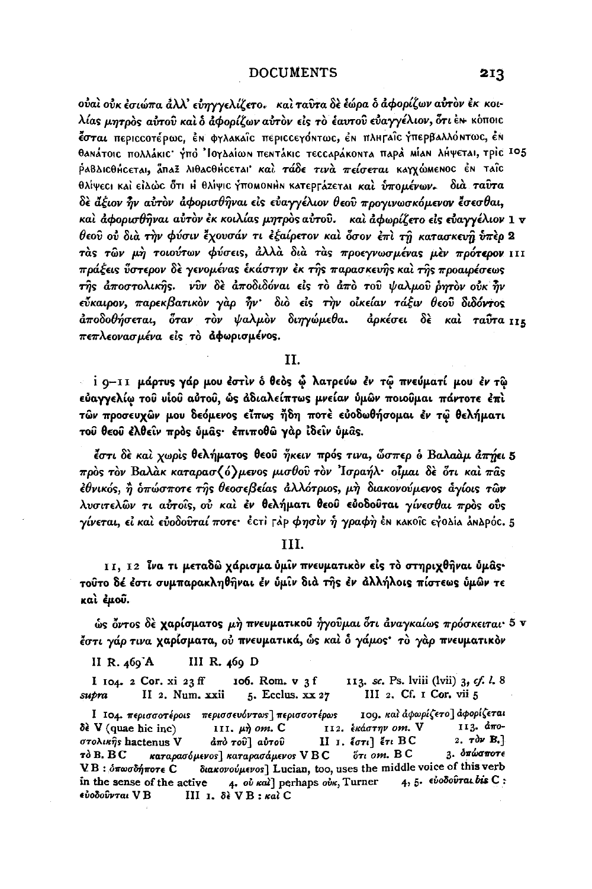οὐαὶ οὐκ ἐσιώπα ἀλλ' εὐηγγελίζετο. καὶ ταῦτα δὲ ἑώρα ὁ ἀφορίζων αὐτὸν ἐκ κοιλίας μητρὸς αὐτοῦ καὶ ὁ ἀφορίζων αὐτὸν εἰς τὸ ἑαυτοῦ εὐαγγέλιον, ὅτι ἐν κόποις ἔσται περισσοτέρως, ἐν φυλακαῖς περισσευόντως, ἐν πληγαῖς ὑπερβαλλόντως, ἐν θανάτοις πολλάκις· ὑπὸ Ἰουδαίων πεντάκις τεσσαράκοντα παρὰ μίαν λήψεται, τρὶς 105 ῥαβδισθήσεται, ἅπαξ λιθασθήσεται· καὶ τάδε τινὰ πείσεται καυχώμενος ἐν ταῖς θλίψεσι καὶ εἰδὼς ὅτι ἡ θλίψις ὑπομονὴν κατεργάζεται καὶ ὑπομένων. διὰ ταῦτα δὲ ἄξιον ἦν αὐτὸν ἀφορισθῆναι εἰς εὐαγγέλιον θεοῦ προγινωσκόμενον ἔσεσθαι, καὶ ἀφορισθῆναι αὐτὸν ἐκ κοιλίας μητρὸς αὐτοῦ. καὶ ἀφωρίζετο εἰς εὐαγγέλιον 1 v θεοῦ οὐ διὰ τὴν φύσιν ἔχουσάν τι ἐξαίρετον καὶ ὅσον ἐπὶ τῇ κατασκευῇ ὑπὲρ 2 τὰς τῶν μὴ τοιούτων φύσεις, ἀλλὰ διὰ τὰς προεγνωσμένας μὲν πρότερον 111 πράξεις ὕστερον δὲ γενομένας ἑκάστην ἐκ τῆς παρασκευῆς καὶ τῆς προαιρέσεως τῆς ἀποστολικῆς. νῦν δὲ ἀποδιδόναι εἰς τὸ ἀπὸ τοῦ ψαλμοῦ ῥητὸν οὐκ ἦν εὔκαιρον, παρεκβατικὸν γὰρ ἦν· διὸ εἰς τὴν οἰκείαν τάξιν θεοῦ διδόντος ἀποδοθήσεται, ὅταν τὸν ψαλμὸν διηγώμεθα. ἀρκέσει δὲ καὶ ταῦτα 115 πεπλεονασμένα εἰς τὸ ἀφωρισμένος.

## II.

**i 9–11 μάρτυς γάρ μου ἐστὶν ὁ θεὸς ᾧ λατρεύω ἐν τῷ πνεύματί μου ἐν τῷ εὐαγγελίῳ τοῦ υἱοῦ αὐτοῦ, ὡς ἀδιαλείπτως μνείαν ὑμῶν ποιοῦμαι πάντοτε ἐπὶ τῶν προσευχῶν μου δεόμενος εἴπως ἤδη ποτὲ εὐοδωθήσομαι ἐν τῷ θελήματι τοῦ θεοῦ ἐλθεῖν πρὸς ὑμᾶς· ἐπιποθῶ γὰρ ἰδεῖν ὑμᾶς.**

ἔστι δὲ καὶ χωρὶς θελήματος θεοῦ ἥκειν πρός τινα, ὥσπερ ὁ Βαλαὰμ ἀπῄει 5 πρὸς τὸν Βαλὰκ καταρασ⟨ό⟩μενος μισθοῦ τὸν Ἰσραήλ· οἶμαι δὲ ὅτι καὶ πᾶς ἐθνικός, ἢ ὁπώσποτε τῆς θεοσεβείας ἀλλότριος, μὴ διακονούμενος ἁγίοις τῶν λυσιτελῶν τι αὐτοῖς, οὐ καὶ ἐν θελήματι θεοῦ εὐοδοῦται γίνεσθαι πρὸς οὓς γίνεται, εἰ καὶ εὐοδοῦταί ποτε· ἔστι γάρ φησιν ἡ γραφὴ ἐν κακοῖς εὐοδία ἀνδρός. 5

## III.

**i 11, 12 ἵνα τι μεταδῶ χάρισμα ὑμῖν πνευματικὸν εἰς τὸ στηριχθῆναι ὑμᾶς· τοῦτο δέ ἐστι συμπαρακληθῆναι ἐν ὑμῖν διὰ τῆς ἐν ἀλλήλοις πίστεως ὑμῶν τε καὶ ἐμοῦ.**

ὡς ὄντος δὲ χαρίσματος μὴ πνευματικοῦ ἡγοῦμαι ὅτι ἀναγκαίως πρόσκειται· 5 v ἔστι γάρ τινα χαρίσματα, οὐ πνευματικά, ὡς καὶ ὁ γάμος· τὸ γὰρ πνευματικὸν

II R. 469 A  III R. 469 D

I 104. 2 Cor. xi 23 ff  106. Rom. v 3 f  113. *sc.* Ps. lviii (lvii) 3, *cf. l.* 8 *supra*  II 2. Num. xxii  5. Ecclus. xx 27  III 2. Cf. 1 Cor. vii 5

I 104. περισσοτέροις περισσευόντως] περισσοτέρως  109. καὶ ἀφωρίζετο] ἀφορίζεται δὲ V (quae hic inc)  111. μὴ *om.* C  112. ἑκάστην *om.* V  113. ἀποστολικῆς hactenus V  ἀπὸ τοῦ] αὐτοῦ  II 1. ἔστι] ἔτι BC  2. τὸν B.] τὸ B. BC  καταρασόμενος] καταρασάμενος VBC  ὅτι *om.* BC  3. ὁπώσποτε VB : ὁπωσδήποτε C  διακονούμενος] Lucian, too, uses the middle voice of this verb in the sense of the active  4. οὐ καὶ] perhaps οὐκ, Turner  4, 5. εὐοδοῦται *bis* C : εὐοδοῦνται VB  III 1. δὲ VB : καὶ C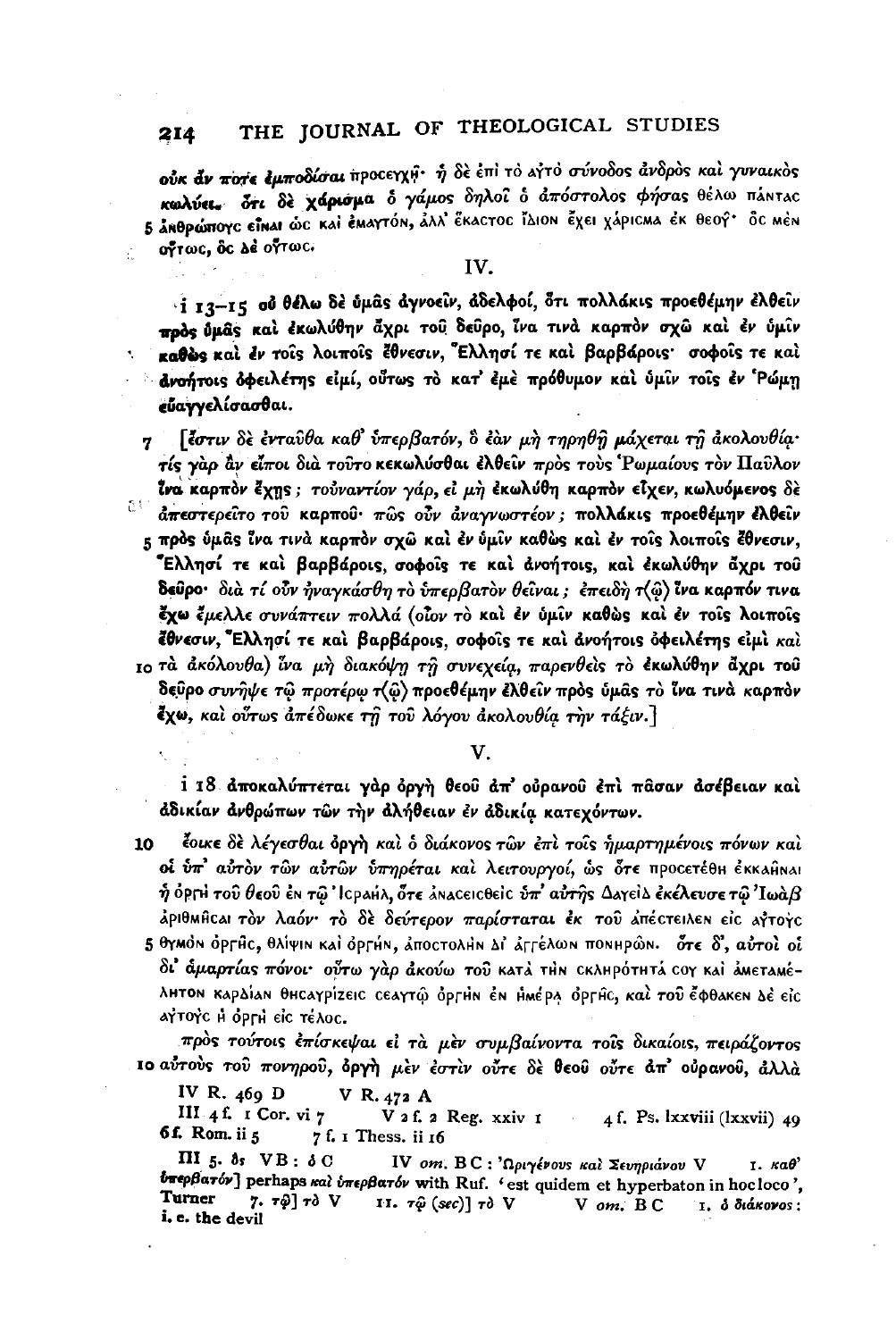οὐκ ἂν ποτε ἐμποδίσαι προσευχῇ· ἡ δὲ ἐπὶ τὸ αὐτὸ σύνοδος ἀνδρὸς καὶ γυναικὸς κωλύει. ὅτι δὲ χάρισμα ὁ γάμος δηλοῖ ὁ ἀπόστολος φήσας θέλω πάντας 5 ἀνθρώπους εἶναι ὡς καὶ ἐμαυτόν, ἀλλ' ἕκαστος ἴδιον ἔχει χάρισμα ἐκ θεοῦ· ὃς μὲν οὕτως, ὃς δὲ οὕτως.

## IV.

i 13–15 οὐ θέλω δὲ ὑμᾶς ἀγνοεῖν, ἀδελφοί, ὅτι πολλάκις προεθέμην ἐλθεῖν πρὸς ὑμᾶς καὶ ἐκωλύθην ἄχρι τοῦ δεῦρο, ἵνα τινὰ καρπὸν σχῶ καὶ ἐν ὑμῖν καθὼς καὶ ἐν τοῖς λοιποῖς ἔθνεσιν, Ἕλλησί τε καὶ βαρβάροις· σοφοῖς τε καὶ ἀνοήτοις ὀφειλέτης εἰμί, οὕτως τὸ κατ' ἐμὲ πρόθυμον καὶ ὑμῖν τοῖς ἐν Ῥώμῃ εὐαγγελίσασθαι.

7 [ἔστιν δὲ ἐνταῦθα καθ' ὑπερβατόν, ὃ ἐὰν μὴ τηρηθῇ μάχεται τῇ ἀκολουθίᾳ· τίς γὰρ ἂν εἴποι διὰ τοῦτο κεκωλῦσθαι ἐλθεῖν πρὸς τοὺς Ῥωμαίους τὸν Παῦλον ἵνα καρπὸν ἔχῃς; τοὐναντίον γάρ, εἰ μὴ ἐκωλύθη καρπὸν εἶχεν, κωλυόμενος δὲ ἀπεστερεῖτο τοῦ καρποῦ· πῶς οὖν ἀναγνωστέον; πολλάκις προεθέμην ἐλθεῖν 5 πρὸς ὑμᾶς ἵνα τινὰ καρπὸν σχῶ καὶ ἐν ὑμῖν καθὼς καὶ ἐν τοῖς λοιποῖς ἔθνεσιν, Ἕλλησί τε καὶ βαρβάροις, σοφοῖς τε καὶ ἀνοήτοις, καὶ ἐκωλύθην ἄχρι τοῦ δεῦρο· διὰ τί οὖν ἠναγκάσθη τὸ ὑπερβατὸν θεῖναι; ἐπειδὴ τ⟨ῷ⟩ ἵνα καρπόν τινα ἔχω ἔμελλε συνάπτειν πολλά (οἷον τὸ καὶ ἐν ὑμῖν καθὼς καὶ ἐν τοῖς λοιποῖς ἔθνεσιν, Ἕλλησί τε καὶ βαρβάροις, σοφοῖς τε καὶ ἀνοήτοις ὀφειλέτης εἰμὶ καὶ 10 τὰ ἀκόλουθα) ἵνα μὴ διακόψῃ τῇ συνεχείᾳ, παρενθεὶς τὸ ἐκωλύθην ἄχρι τοῦ δεῦρο συνῆψε τῷ προτέρῳ τ⟨ῷ⟩ προεθέμην ἐλθεῖν πρὸς ὑμᾶς τὸ ἵνα τινὰ καρπὸν ἔχω, καὶ οὕτως ἀπέδωκε τῇ τοῦ λόγου ἀκολουθίᾳ τὴν τάξιν.]

## V.

i 18 ἀποκαλύπτεται γὰρ ὀργὴ θεοῦ ἀπ' οὐρανοῦ ἐπὶ πᾶσαν ἀσέβειαν καὶ ἀδικίαν ἀνθρώπων τῶν τὴν ἀλήθειαν ἐν ἀδικίᾳ κατεχόντων.

10 ἔοικε δὲ λέγεσθαι ὀργὴ καὶ ὁ διάκονος τῶν ἐπὶ τοῖς ἡμαρτημένοις πόνων καὶ οἱ ὑπ' αὐτὸν τῶν αὐτῶν ὑπηρέται καὶ λειτουργοί, ὡς ὅτε προσετέθη ἐκκαῆναι ἡ ὀργὴ τοῦ θεοῦ ἐν τῷ Ἰσραήλ, ὅτε ἀνασεισθεὶς ὑπ' αὐτῆς Δαυεὶδ ἐκέλευσε τῷ Ἰωὰβ ἀριθμῆσαι τὸν λαόν· τὸ δὲ δεύτερον παρίσταται ἐκ τοῦ ἀπέστειλεν εἰς αὐτοὺς 5 θυμὸν ὀργῆς, θλίψιν καὶ ὀργήν, ἀποστολὴν δι' ἀγγέλων πονηρῶν. ὅτε δ', αὐτοὶ οἱ δι' ἁμαρτίας πόνοι· οὕτω γὰρ ἀκούω τοῦ κατὰ τὴν σκληρότητά σου καὶ ἀμετανόητον καρδίαν θησαυρίζεις σεαυτῷ ὀργὴν ἐν ἡμέρᾳ ὀργῆς, καὶ τοῦ ἔφθακεν δὲ εἰς αὐτοὺς ἡ ὀργὴ εἰς τέλος.

πρὸς τούτοις ἐπίσκεψαι εἰ τὰ μὲν συμβαίνοντα τοῖς δικαίοις, πειράζοντος 10 αὐτοὺς τοῦ πονηροῦ, ὀργὴ μὲν ἐστὶν οὔτε δὲ θεοῦ οὔτε ἀπ' οὐρανοῦ, ἀλλὰ

IV R. 469 D  V R. 472 A

III 4 f. 1 Cor. vi 7  V 2 f. 2 Reg. xxiv 1  4 f. Ps. lxxviii (lxxvii) 49  6 f. Rom. ii 5  7 f. 1 Thess. ii 16

III 5. ὃς VB: ὁ C  IV *om.* BC: Ὠριγένους καὶ Σευηριάνου V  1. καθ' ὑπερβατόν] perhaps καὶ ὑπερβατόν with Ruf. 'est quidem et hyperbaton in hoc loco', Turner  7. τῷ] τὸ V  11. τῷ (*sec*)] τὸ V  V *om.* BC  1. ὁ διάκονος: i. e. the devil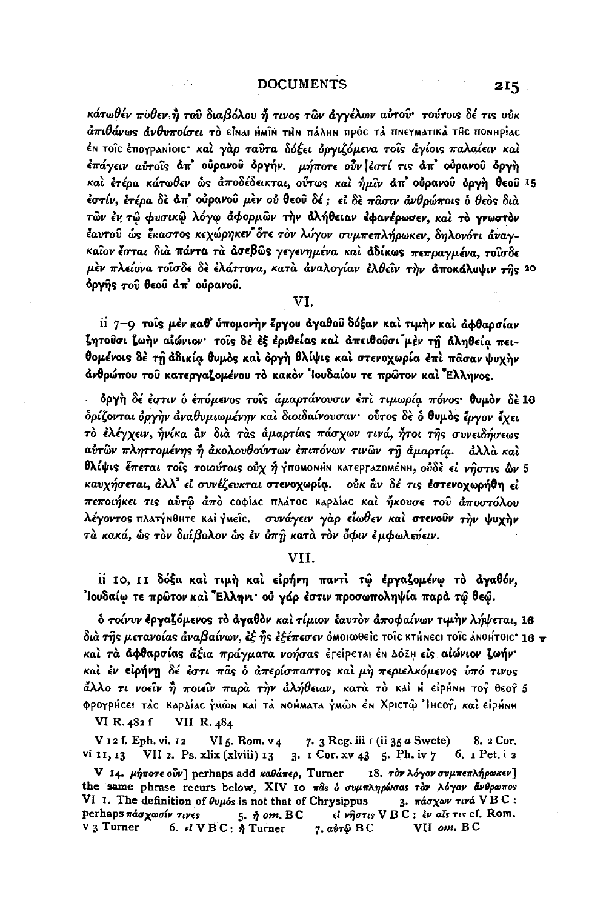κάτωθέν πόθεν ἢ τοῦ διαβόλου ἢ τινος τῶν ἀγγέλων αὐτοῦ· τούτοις δέ τις οὐκ ἀπιθάνως ἀνθυποίσει τὸ εἶναι ἡμῖν τὴν πάλην πρὸς τὰ πνευματικὰ τῆς πονηρίας ἐν τοῖς ἐπουρανίοις· καὶ γὰρ ταῦτα δόξει ὀργιζόμενα τοῖς ἁγίοις παλαίειν καὶ ἐπάγειν αὐτοῖς ἀπ' οὐρανοῦ ὀργήν. μήποτε οὖν [ἐστί τις ἀπ' οὐρανοῦ ὀργὴ καὶ ἑτέρα κάτωθεν ὡς ἀποδέδεικται, οὕτως καὶ ἡμῖν ἀπ' οὐρανοῦ ὀργὴ θεοῦ 15 ἐστίν, ἑτέρα δὲ ἀπ' οὐρανοῦ μὲν οὐ θεοῦ δέ; εἰ δὲ πᾶσιν ἀνθρώποις ὁ θεὸς διὰ τῶν ἐν τῷ φυσικῷ λόγῳ ἀφορμῶν τὴν ἀλήθειαν ἐφανέρωσεν, καὶ τὸ γνωστὸν ἑαυτοῦ ὡς ἕκαστος κεχώρηκεν ὅτε τὸν λόγον συμπεπλήρωκεν, δηλονότι ἀναγκαῖον ἔσται διὰ πάντα τὰ ἀσεβῶς γεγενημένα καὶ ἀδίκως πεπραγμένα, τοῖσδε μὲν πλείονα τοῖσδε δὲ ἐλάττονα, κατὰ ἀναλογίαν ἐλθεῖν τὴν ἀποκάλυψιν τῆς 20 ὀργῆς τοῦ θεοῦ ἀπ' οὐρανοῦ.

## VI.

**ii 7–9 τοῖς μὲν καθ' ὑπομονὴν ἔργου ἀγαθοῦ δόξαν καὶ τιμὴν καὶ ἀφθαρσίαν ζητοῦσι ζωὴν αἰώνιον· τοῖς δὲ ἐξ ἐριθείας καὶ ἀπειθοῦσι μὲν τῇ ἀληθείᾳ πειθομένοις δὲ τῇ ἀδικίᾳ θυμὸς καὶ ὀργὴ θλίψις καὶ στενοχωρία ἐπὶ πᾶσαν ψυχὴν ἀνθρώπου τοῦ κατεργαζομένου τὸ κακὸν Ἰουδαίου τε πρῶτον καὶ Ἕλληνος.**

ὀργὴ δέ ἐστιν ὁ ἑπόμενος τοῖς ἁμαρτάνουσιν ἐπὶ τιμωρίᾳ πόνος· θυμὸν δὲ 1ε ὁρίζονται ὀργὴν ἀναθυμιωμένην καὶ διοιδαίνουσαν· οὗτος δὲ ὁ θυμὸς ἔργον ἔχει τὸ ἐλέγχειν, ἡνίκα ἂν διὰ τὰς ἁμαρτίας πάσχων τινά, ἤτοι τῆς συνειδήσεως αὐτῶν πληττομένης ἢ ἀκολουθούντων ἐπιπόνων τινῶν τῇ ἁμαρτίᾳ. ἀλλὰ καὶ θλίψις ἕπεται τοῖς τοιούτοις οὐχ ἡ ὑπομονὴν κατεργαζομένη, οὐδὲ εἰ νῆστις ὢν 5 καυχήσεται, ἀλλ' εἰ συνέζευκται στενοχωρίᾳ. οὐκ ἂν δέ τις ἐστενοχωρήθη εἰ πεποιήκει τις αὐτῷ ἀπὸ σοφίας πλάτος καρδίας καὶ ἤκουσε τοῦ ἀποστόλου λέγοντος πλατύνθητε καὶ ὑμεῖς. συνάγειν γὰρ εἴωθεν καὶ στενοῦν τὴν ψυχὴν τὰ κακά, ὡς τὸν διάβολον ὡς ἐν ὀπῇ κατὰ τὸν ὄφιν ἐμφωλεύειν.

## VII.

**ii 10, 11 δόξα καὶ τιμὴ καὶ εἰρήνη παντὶ τῷ ἐργαζομένῳ τὸ ἀγαθόν, Ἰουδαίῳ τε πρῶτον καὶ Ἕλληνι· οὐ γάρ ἐστιν προσωποληψία παρὰ τῷ θεῷ.**

ὁ τοίνυν ἐργαζόμενος τὸ ἀγαθὸν καὶ τίμιον ἑαυτὸν ἀποφαίνων τιμὴν λήψεται, 1ε διὰ τῆς μετανοίας ἀναβαίνων, ἐξ ἧς ἐξέπεσεν ὁμοιωθεὶς τοῖς κτήνεσι τοῖς ἀνοήτοις· 1ε v καὶ τὰ ἀφθαρσίας ἄξια πράγματα νοήσας ἐγείρεται ἐν δόξῃ εἰς αἰώνιον ζωήν· καὶ ἐν εἰρήνῃ δέ ἐστι πᾶς ὁ ἀπερίσπαστος καὶ μὴ περιελκόμενος ὑπό τινος ἄλλο τι νοεῖν ἢ ποιεῖν παρὰ τὴν ἀλήθειαν, κατὰ τὸ καὶ ἡ εἰρήνη τοῦ θεοῦ 5 φρουρήσει τὰς καρδίας ὑμῶν καὶ τὰ νοήματα ὑμῶν ἐν Χριστῷ Ἰησοῦ, καὶ εἰρήνη

VI R. 482 f  VII R. 484

V 12 f. Eph. vi. 12  VI 5. Rom. v 4  7. 3 Reg. iii 1 (ii 35 *a* Swete)  8. 2 Cor. vi 11, 13  VII 2. Ps. xlix (xlviii) 13  3. 1 Cor. xv 43  5. Ph. iv 7  6. 1 Pet. i 2

V 14. μήποτε οὖν] perhaps add καθάπερ, Turner  18. τὸν λόγον συμπεπλήρωκεν] the same phrase recurs below, XIV 10 πᾶς ὁ συμπληρώσας τὸν λόγον ἄνθρωπος  VI 1. The definition of θυμός is not that of Chrysippus  3. πάσχων τινά V B C: perhaps πάσχωσίν τινες  5. ἡ *om.* B C  εἰ νῆστις V B C: ἐν αἷς τις cf. Rom. v 3 Turner  6. εἰ V B C: ἡ Turner  7. αὐτῷ B C  VII *om.* B C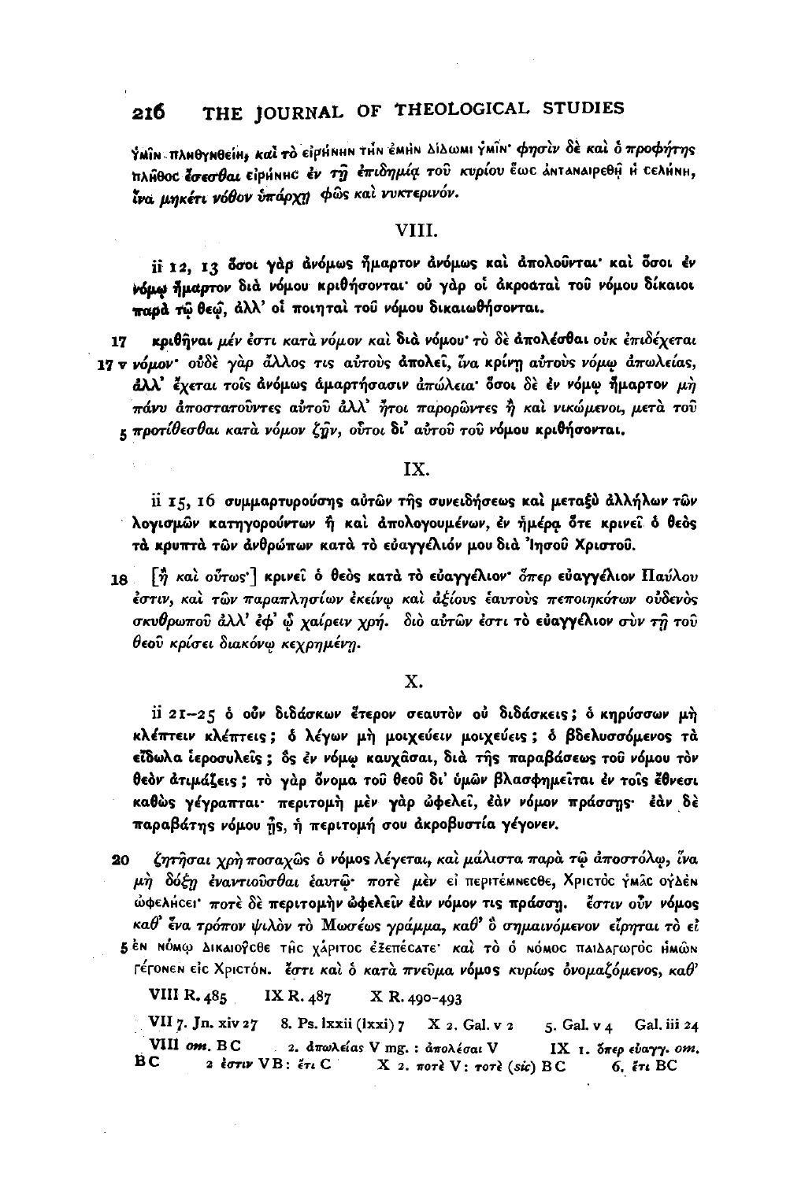ὙΜΙΝ ΠΛΗΘΥΝΘΕΙΗ, καὶ τὸ ΕΙΡΗΝΗΝ ΤΗΝ ἘΜΗΝ ΔΙΔΩΜΙ ὙΜΙΝ· φησὶν δὲ καὶ ὁ προφήτης ΠΛΗ͂ΘΟϹ ἔσεσθαι ΕΙΡΗΝΗϹ ἐν τῇ ἐπιδημίᾳ τοῦ κυρίου ἕωϹ ἈΝΤΑΝΑΙΡΕΘΗ͂ Ἡ ϹΕΛΗΝΗ, ἵνα μηκέτι νόθον ὑπάρχῃ φῶς καὶ νυκτερινόν.

## VIII.

**ii 12, 13 ὅσοι γὰρ ἀνόμως ἥμαρτον ἀνόμως καὶ ἀπολοῦνται· καὶ ὅσοι ἐν νόμῳ ἥμαρτον διὰ νόμου κριθήσονται· οὐ γὰρ οἱ ἀκροαταὶ τοῦ νόμου δίκαιοι παρὰ τῷ θεῷ, ἀλλ' οἱ ποιηταὶ τοῦ νόμου δικαιωθήσονται.**

17 *κριθῆναι μέν ἐστι κατὰ νόμον καὶ διὰ νόμου· τὸ δὲ ἀπολέσθαι οὐκ ἐπιδέχεται*
17 v *νόμον· οὐδὲ γὰρ ἄλλος τις αὐτοὺς ἀπολεῖ, ἵνα κρίνῃ αὐτοὺς νόμῳ ἀπωλείας,* **ἀλλ'** *ἔχεται τοῖς ἀνόμως ἁμαρτήσασιν ἀπώλεια· ὅσοι δὲ ἐν νόμῳ ἥμαρτον μὴ πάνυ ἀποστατοῦντες αὐτοῦ ἀλλ' ἤτοι παρορῶντες ἢ καὶ νικώμενοι, μετὰ τοῦ*
5 *προτίθεσθαι κατὰ νόμον ζῆν, οὗτοι δι' αὐτοῦ τοῦ νόμου* **κριθήσονται.**

## IX.

ii 15, 16 **συμμαρτυρούσης αὐτῶν τῆς συνειδήσεως καὶ μεταξὺ ἀλλήλων τῶν λογισμῶν κατηγορούντων ἢ καὶ ἀπολογουμένων, ἐν ἡμέρᾳ ὅτε κρινεῖ ὁ θεὸς τὰ κρυπτὰ τῶν ἀνθρώπων κατὰ τὸ εὐαγγέλιόν μου διὰ Ἰησοῦ Χριστοῦ.**

18 [*ἢ καὶ οὕτως·*] **κρινεῖ ὁ θεὸς κατὰ τὸ εὐαγγέλιον·** *ὅπερ εὐαγγέλιον Παύλου ἐστίν, καὶ τῶν παραπλησίων ἐκείνῳ καὶ ἀξίους ἑαυτοὺς πεποιηκότων οὐδενὸς σκυθρωποῦ ἀλλ' ἐφ' ᾧ χαίρειν χρή. διὸ αὐτῶν ἐστι τὸ εὐαγγέλιον σὺν τῇ τοῦ θεοῦ κρίσει διακόνῳ κεχρημένη.*

## X.

**ii 21–25 ὁ οὖν διδάσκων ἕτερον σεαυτὸν οὐ διδάσκεις; ὁ κηρύσσων μὴ κλέπτειν κλέπτεις; ὁ λέγων μὴ μοιχεύειν μοιχεύεις; ὁ βδελυσσόμενος τὰ εἴδωλα ἱεροσυλεῖς; ὃς ἐν νόμῳ καυχᾶσαι, διὰ τῆς παραβάσεως τοῦ νόμου τὸν θεὸν ἀτιμάζεις; τὸ γὰρ ὄνομα τοῦ θεοῦ δι' ὑμῶν βλασφημεῖται ἐν τοῖς ἔθνεσι καθὼς γέγραπται· περιτομὴ μὲν γὰρ ὠφελεῖ, ἐὰν νόμον πράσσῃς· ἐὰν δὲ παραβάτης νόμου ᾖς, ἡ περιτομή σου ἀκροβυστία γέγονεν.**

20 *ζητῆσαι χρὴ ποσαχῶς ὁ* **νόμος** *λέγεται, καὶ μάλιστα παρὰ τῷ ἀποστόλῳ, ἵνα μὴ δόξῃ ἐναντιοῦσθαι ἑαυτῷ· ποτὲ μὲν* ΕἸ ΠΕΡΙΤΕΜΝΕϹΘΕ, ΧΡΙϹΤΟϹ ὙΜΑ͂Ϲ ΟΥ̓ΔῈΝ ὨΦΕΛΗ͂ϹΕΙ· *ποτὲ δὲ* **περιτομὴν ὠφελεῖν ἐὰν νόμον τις πράσσῃ.** *ἔστιν οὖν νόμος καθ' ἕνα τρόπον ψιλὸν τὸ Μωσέως γράμμα, καθ' ὃ σημαινόμενον εἴρηται τὸ* ΕἸ
5 ἘΝ ΝΌΜῼ ΔΙΚΑΙΟΥ͂ϹΘΕ ΤΗ͂Ϲ ΧΆΡΙΤΟϹ ἘΞΕΠΈϹΑΤΕ· *καὶ τὸ* Ὁ ΝΌΜΟϹ ΠΑΙΔΑΓΩΓΌϹ ἩΜΩ͂Ν ΓΈΓΟΝΕΝ ΕἸϹ ΧΡΙϹΤΌΝ. *ἔστι καὶ ὁ κατὰ πνεῦμα* **νόμος** *κυρίως ὀνομαζόμενος, καθ'*

VIII R. 485 IX R. 487 X R. 490–493

VII 7. Jn. xiv 27 8. Ps. lxxii (lxxi) 7 X 2. Gal. v 2 5. Gal. v 4 Gal. iii 24

VIII *om.* BC 2. ἀπωλείας V mg.: ἀπολέσαι V IX 1. ὅπερ εὐαγγ. *om.* BC 2 ἐστιν VB: ἔτι C X 2. ποτὲ V: τοτὲ (*sic*) BC 6. ἔτι BC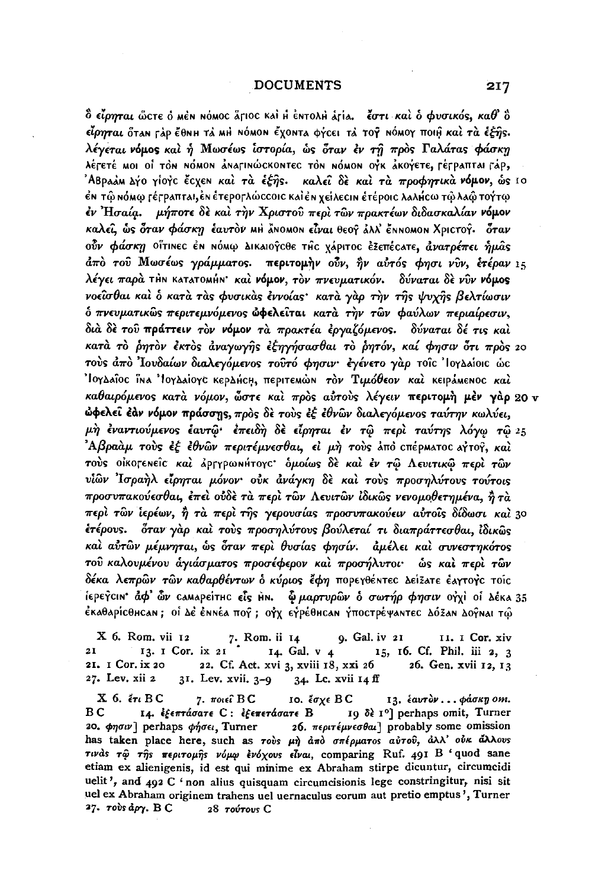ὃ εἴρηται ὥστε ὁ μὲν νόμος ἅγιος καὶ ἡ ἐντολὴ ἁγία. ἔστι καὶ ὁ φυσικός, καθ' ὃ εἴρηται ὅταν γὰρ ἔθνη τὰ μὴ νόμον ἔχοντα φύσει τὰ τοῦ νόμου ποιῇ καὶ τὰ ἑξῆς. λέγεται νόμος καὶ ἡ Μωσέως ἱστορία, ὡς ὅταν ἐν τῇ πρὸς Γαλάτας φάσκῃ λέγετέ μοι οἱ τὸν νόμον ἀναγινώσκοντες τὸν νόμον οὐκ ἀκούετε, γέγραπται γάρ, Ἀβραὰμ δύο υἱοὺς ἔσχεν καὶ τὰ ἑξῆς. καλεῖ δὲ καὶ τὰ προφητικὰ νόμον, ὡς 10 ἐν τῷ νόμῳ γέγραπται, ἐν ἑτερογλώσσοις καὶ ἐν χείλεσιν ἑτέροις λαλήσω τῷ λαῷ τούτῳ ἐν Ἡσαΐᾳ. μήποτε δὲ καὶ τὴν Χριστοῦ περὶ τῶν πρακτέων διδασκαλίαν νόμον καλεῖ, ὡς ὅταν φάσκῃ ἑαυτὸν μὴ ἄνομον εἶναι θεοῦ ἀλλ' ἔννομον Χριστοῦ. ὅταν οὖν φάσκῃ οἵτινες ἐν νόμῳ δικαιοῦσθε τῆς χάριτος ἐξεπέσατε, ἀνατρέπει ἡμᾶς ἀπὸ τοῦ Μωσέως γράμματος. περιτομὴν οὖν, ἥν αὐτός φησι νῦν, ἑτέραν 15 λέγει παρὰ τὴν κατατομήν· καὶ νόμον, τὸν πνευματικόν. δύναται δὲ νῦν νόμος νοεῖσθαι καὶ ὁ κατὰ τὰς φυσικὰς ἐννοίας· κατὰ γὰρ τὴν τῆς ψυχῆς βελτίωσιν ὁ πνευματικῶς περιτεμνόμενος ὠφελεῖται κατὰ τὴν τῶν φαύλων περιαίρεσιν, διὰ δὲ τοῦ πράττειν τὸν νόμον τὰ πρακτέα ἐργαζόμενος. δύναται δέ τις καὶ κατὰ τὸ ῥητὸν ἐκτὸς ἀναγωγῆς ἐξηγήσασθαι τὸ ῥητόν, καί φησιν ὅτι πρὸς 20 τοὺς ἀπὸ Ἰουδαίων διαλεγόμενος τοῦτό φησιν· ἐγένετο γὰρ τοῖς Ἰουδαίοις ὡς Ἰουδαῖος ἵνα Ἰουδαίους κερδήσῃ, περιτεμὼν τὸν Τιμόθεον καὶ κειράμενος καὶ καθαιρόμενος κατὰ νόμον, ὥστε καὶ πρὸς αὐτοὺς λέγειν περιτομὴ μὲν γὰρ 20 v ὠφελεῖ ἐὰν νόμον πράσσῃς, πρὸς δὲ τοὺς ἐξ ἐθνῶν διαλεγόμενος ταύτην κωλύει, μὴ ἐναντιούμενος ἑαυτῷ· ἐπειδὴ δὲ εἴρηται ἐν τῷ περὶ ταύτης λόγῳ τῷ 25 Ἀβραὰμ τοὺς ἐξ ἐθνῶν περιτέμνεσθαι, εἰ μὴ τοὺς ἀπὸ σπέρματος αὐτοῦ, καὶ τοὺς οἰκογενεῖς καὶ ἀργυρωνήτους· ὁμοίως δὲ καὶ ἐν τῷ Λευιτικῷ περὶ τῶν υἱῶν Ἰσραὴλ εἴρηται μόνον· οὐκ ἀνάγκη δὲ καὶ τοὺς προσηλύτους τούτοις προσυπακούεσθαι, ἐπεὶ οὐδὲ τὰ περὶ τῶν Λευιτῶν ἰδικῶς νενομοθετημένα, ἢ τὰ περὶ τῶν ἱερέων, ἢ τὰ περὶ τῆς γερουσίας προσυπακούειν αὐτοῖς δίδωσι καὶ 30 ἑτέρους. ὅταν γὰρ καὶ τοὺς προσηλύτους βούλεταί τι διαπράττεσθαι, ἰδικῶς καὶ αὐτῶν μέμνηται, ὡς ὅταν περὶ θυσίας φησίν. ἀμέλει καὶ συνεστηκότος τοῦ καλουμένου ἁγιάσματος προσέφερον καὶ προσήλυτοι· ὡς καὶ περὶ τῶν δέκα λεπρῶν τῶν καθαρθέντων ὁ κύριος ἔφη πορευθέντες δείξατε ἑαυτοὺς τοῖς ἱερεῦσιν· ἀφ' ὧν Σαμαρείτης εἷς ἦν. ᾧ μαρτυρῶν ὁ σωτήρ φησιν οὐχὶ οἱ δέκα 35 ἐκαθαρίσθησαν; οἱ δὲ ἐννέα ποῦ; οὐχ εὑρέθησαν ὑποστρέψαντες δόξαν δοῦναι τῷ

X 6. Rom. vii 12 7. Rom. ii 14 9. Gal. iv 21 11. 1 Cor. xiv 21 13. 1 Cor. ix 21 14. Gal. v 4 15, 16. Cf. Phil. iii 2, 3 21. 1 Cor. ix 20 22. Cf. Act. xvi 3, xviii 18, xxi 26 26. Gen. xvii 12, 13 27. Lev. xii 2 31. Lev. xvii. 3–9 34. Lc. xvii 14 ff

X 6. ἔτι B C 7. ποιεῖ B C 10. ἔσχε B C 13. ἑαυτὸν . . . φάσκῃ *om.* B C 14. ἐξεπτάσατε C: ἐξεπετάσατε B 19 δὲ 1°] perhaps omit, Turner 20. φησιν] perhaps φήσει, Turner 26. περιτέμνεσθαι] probably some omission has taken place here, such as τοὺς μὴ ἀπὸ σπέρματος αὐτοῦ, ἀλλ' οὐκ ἄλλους τινὰς τῷ τῆς περιτομῆς νόμῳ ἐνόχους εἶναι, comparing Ruf. 491 B 'quod sane etiam ex alienigenis, id est qui minime ex Abraham stirpe dicuntur, circumcidi uelit', and 492 C 'non alius quisquam circumcisionis lege constringitur, nisi sit uel ex Abraham originem trahens uel uernaculus eorum aut pretio emptus', Turner 27. τοὺς ἀργ. B C 28 τούτους C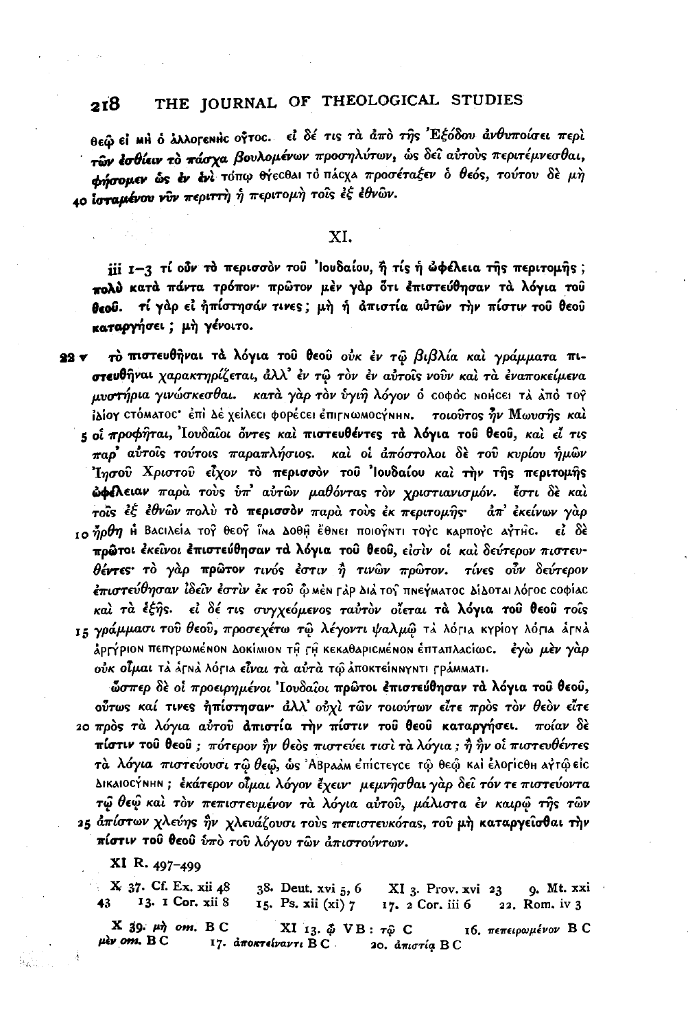θεῷ εἰ μὴ ὁ ἀλλογενὴς οὗτος. εἰ δέ τις τὰ ἀπὸ τῆς Ἐξόδου ἀνθυποίσει περὶ **τῶν ἐσθίειν τὸ πάσχα** βουλομένων προσηλύτων, ὡς δεῖ αὐτοὺς περιτέμνεσθαι, **φήσομεν ὡς ἐν ἑνὶ** τόπῳ θύεσθαι τὸ πάσχα προσέταξεν ὁ θεός, τούτου δὲ μὴ 40 **ἱσταμένου νῦν περιττὴ** ἡ περιτομὴ τοῖς ἐξ ἐθνῶν.

## XI.

iii 1–3 τί οὖν τὸ περισσὸν τοῦ Ἰουδαίου, ἢ τίς ἡ ὠφέλεια τῆς περιτομῆς; **πολὺ** κατὰ πάντα τρόπον· πρῶτον μὲν γὰρ ὅτι ἐπιστεύθησαν τὰ λόγια τοῦ θεοῦ. τί γὰρ εἰ ἠπίστησάν τινες; μὴ ἡ ἀπιστία αὐτῶν τὴν πίστιν τοῦ θεοῦ καταργήσει; μὴ γένοιτο.

23 v **τὸ πιστευθῆναι τὰ λόγια τοῦ θεοῦ** οὐκ ἐν τῷ βιβλία καὶ γράμματα **πιστευθῆναι** χαρακτηρίζεται, ἀλλ' ἐν τῷ τὸν ἐν αὐτοῖς νοῦν καὶ τὰ ἐναποκείμενα μυστήρια γινώσκεσθαι. κατὰ γὰρ τὸν ὑγιῆ λόγον ὁ σοφὸς νοήσει τὰ ἀπὸ τοῦ ἰδίου στόματος· ἐπὶ δὲ χείλεσι φορέσει ἐπιγνωμοσύνην. τοιοῦτος ἦν Μωυσῆς καὶ 5 οἱ προφῆται, Ἰουδαῖοι ὄντες καὶ **πιστευθέντες τὰ λόγια τοῦ θεοῦ**, καὶ εἴ τις παρ' αὐτοῖς τούτοις παραπλήσιος. καὶ οἱ ἀπόστολοι δὲ τοῦ κυρίου ἡμῶν Ἰησοῦ Χριστοῦ εἶχον **τὸ περισσὸν τοῦ Ἰουδαίου** καὶ **τὴν τῆς περιτομῆς ὠφέλειαν** παρὰ τοὺς ὑπ' αὐτῶν μαθόντας τὸν χριστιανισμόν. ἔστι δὲ καὶ τοῖς ἐξ ἐθνῶν πολὺ **τὸ περισσὸν** παρὰ τοὺς ἐκ περιτομῆς· ἀπ' ἐκείνων γὰρ 10 ἤρθη ἡ βασιλεία τοῦ θεοῦ ἵνα δοθῇ ἔθνει ποιοῦντι τοὺς καρποὺς αὐτῆς. εἰ δὲ **πρῶτοι** ἐκεῖνοι **ἐπιστεύθησαν τὰ λόγια τοῦ θεοῦ**, εἰσὶν οἱ καὶ δεύτερον πιστευθέντες· τὸ γὰρ **πρῶτον** τινός ἐστιν ἢ τινῶν **πρῶτον**. τίνες οὖν δεύτερον ἐπιστεύθησαν ἰδεῖν ἐστιν ἐκ τοῦ ᾧ μὲν γὰρ διὰ τοῦ πνεύματος δίδοται λόγος σοφίας καὶ τὰ ἑξῆς. εἰ δέ τις συγχεόμενος ταὐτὸν οἴεται **τὰ λόγια τοῦ θεοῦ** τοῖς 15 γράμμασι τοῦ θεοῦ, προσεχέτω τῷ λέγοντι ψαλμῷ τὰ λόγια κυρίου λόγια ἁγνὰ ἀργύριον πεπυρωμένον δοκίμιον τῇ γῇ κεκαθαρισμένον ἑπταπλασίως. ἐγὼ μὲν γὰρ οὐκ οἶμαι τὰ ἁγνὰ λόγια εἶναι τὰ αὐτὰ τῷ ἀποκτείννυντι γράμματι.

ὥσπερ δὲ οἱ προειρημένοι Ἰουδαῖοι **πρῶτοι ἐπιστεύθησαν τὰ λόγια τοῦ θεοῦ**, οὕτως καί **τινες ἠπίστησαν**· ἀλλ' οὐχὶ τῶν τοιούτων εἴτε πρὸς τὸν θεὸν εἴτε 20 πρὸς τὰ λόγια αὐτοῦ **ἀπιστία τὴν πίστιν τοῦ θεοῦ καταργήσει**. ποίαν δὲ **πίστιν τοῦ θεοῦ**; πότερον ἣν θεὸς πιστεύει τισὶ τὰ λόγια; ἢ ἣν οἱ πιστευθέντες τὰ λόγια πιστεύουσι τῷ θεῷ, ὡς Ἀβραὰμ ἐπίστευσε τῷ θεῷ καὶ ἐλογίσθη αὐτῷ εἰς δικαιοσύνην; ἑκάτερον οἶμαι λόγον ἔχειν· μεμνῆσθαι γὰρ δεῖ τόν τε πιστεύοντα τῷ θεῷ καὶ τὸν πεπιστευμένον τὰ λόγια αὐτοῦ, μάλιστα ἐν καιρῷ τῆς τῶν 25 ἀπίστων χλεύης ἣν χλευάζουσι τοὺς πεπιστευκότας, τοῦ μὴ **καταργεῖσθαι τὴν πίστιν τοῦ θεοῦ** ὑπὸ τοῦ λόγου τῶν ἀπιστούντων.

XI R. 497–499

X 37. Cf. Ex. xii 48 38. Deut. xvi 5, 6 XI 3. Prov. xvi 23 9. Mt. xxi 43 13. 1 Cor. xii 8 15. Ps. xii (xi) 7 17. 2 Cor. iii 6 22. Rom. iv 3

X 39. μὴ *om.* B C XI 13. ᾧ V B : τῷ C 16. πεπειρωμένον B C μὲν *om.* B C 17. ἀποκτείναντι B C 20. ἀπιστίᾳ B C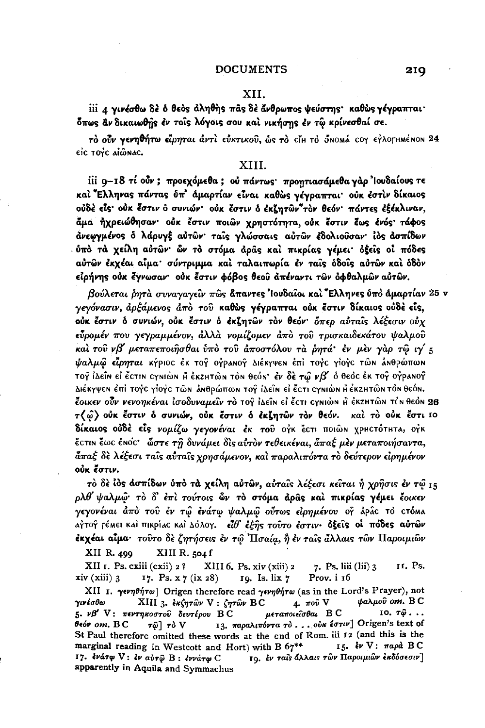## XII.

iii 4 **γινέσθω δὲ ὁ θεὸς ἀληθὴς πᾶς δὲ ἄνθρωπος ψεύστης· καθὼς γέγραπται· ὅπως ἂν δικαιωθῇς ἐν τοῖς λόγοις σου καὶ νικήσῃς ἐν τῷ κρίνεσθαί σε.**

*τὸ οὖν γενηθήτω εἴρηται ἀντὶ εὐκτικοῦ, ὡς τὸ* εἴη τὸ ὄνομά σου εὐλογημένον 24 εἰς τοὺς αἰῶνας.

## XIII.

iii 9–18 **τί οὖν; προεχόμεθα; οὐ πάντως· προῃτιασάμεθα γὰρ Ἰουδαίους τε καὶ Ἕλληνας πάντας ὑπ' ἁμαρτίαν εἶναι καθὼς γέγραπται· οὐκ ἔστιν δίκαιος οὐδὲ εἷς· οὐκ ἔστιν ὁ συνιών· οὐκ ἔστιν ὁ ἐκζητῶν τὸν θεόν· πάντες ἐξέκλιναν, ἅμα ἠχρειώθησαν· οὐκ ἔστιν ποιῶν χρηστότητα, οὐκ ἔστιν ἕως ἑνός· τάφος ἀνεῳγμένος ὁ λάρυγξ αὐτῶν· ταῖς γλώσσαις αὐτῶν ἐδολιοῦσαν· ἰὸς ἀσπίδων ὑπὸ τὰ χείλη αὐτῶν· ὧν τὸ στόμα ἀρᾶς καὶ πικρίας γέμει· ὀξεῖς οἱ πόδες αὐτῶν ἐκχέαι αἷμα· σύντριμμα καὶ ταλαιπωρία ἐν ταῖς ὁδοῖς αὐτῶν καὶ ὁδὸν εἰρήνης οὐκ ἔγνωσαν· οὐκ ἔστιν φόβος θεοῦ ἀπέναντι τῶν ὀφθαλμῶν αὐτῶν.**

*βούλεται ῥητὰ συναγαγεῖν πῶς ἅπαντες Ἰουδαῖοι καὶ Ἕλληνες ὑπὸ ἁμαρτίαν* 25 v *γεγόνασιν, ἀρξάμενος ἀπὸ τοῦ* **καθὼς γέγραπται οὐκ ἔστιν δίκαιος οὐδὲ εἷς, οὐκ ἔστιν ὁ συνιών, οὐκ ἔστιν ὁ ἐκζητῶν τὸν θεόν·** *ὅπερ αὐταῖς λέξεσιν οὐχ εὕρομέν που γεγραμμένον, ἀλλὰ νομίζομεν ἀπὸ τοῦ τρισκαιδεκάτου ψαλμοῦ καὶ τοῦ νβʹ μεταπεποιῆσθαι ὑπὸ τοῦ ἀποστόλου τὰ ῥητά· ἐν μὲν γὰρ τῷ ιγʹ* 5 *ψαλμῷ εἴρηται* κύριος ἐκ τοῦ οὐρανοῦ διέκυψεν ἐπὶ τοὺς υἱοὺς τῶν ἀνθρώπων τοῦ ἰδεῖν εἰ ἔστιν συνιὼν ἢ ἐκζητῶν τὸν θεόν· *ἐν δὲ τῷ νβʹ* ὁ θεὸς ἐκ τοῦ οὐρανοῦ διέκυψεν ἐπὶ τοὺς υἱοὺς τῶν ἀνθρώπων τοῦ ἰδεῖν εἰ ἔστι συνιὼν ἢ ἐκζητῶν τὸν θεόν. *ἔοικεν οὖν νενοηκέναι ἰσοδυναμεῖν τὸ* τοῦ ἰδεῖν εἰ ἔστι συνιὼν ἢ ἐκζητῶν τὸν θεόν 26 *τ⟨ῷ⟩* **οὐκ ἔστιν ὁ συνιών, οὐκ ἔστιν ὁ ἐκζητῶν τὸν θεόν.** *καὶ τὸ* **οὐκ ἔστι** 10 **δίκαιος οὐδὲ εἷς** *νομίζω γεγονέναι ἐκ τοῦ* οὐκ ἔστι ποιῶν χρηστότητα, οὐκ ἔστιν ἕως ἑνός· *ὥστε τῇ δυνάμει δὶς αὐτὸν τεθεικέναι, ἅπαξ μὲν μεταποιήσαντα, ἅπαξ δὲ λέξεσι ταῖς αὐταῖς χρησάμενον, καὶ παραλιπόντα τὸ δεύτερον εἰρημένον* **οὐκ ἔστιν.**

*τὸ δὲ* **ἰὸς ἀσπίδων ὑπὸ τὰ χείλη αὐτῶν,** *αὐταῖς λέξεσι κεῖται ἡ χρῆσις ἐν τῷ* 15 *ρλθʹ ψαλμῷ· τὸ δʹ ἐπὶ τούτοις* **ὧν τὸ στόμα ἀρᾶς καὶ πικρίας γέμει** *ἔοικεν γεγονέναι ἀπὸ τοῦ ἐν τῷ ἐνάτῳ ψαλμῷ οὕτως εἰρημένου* οὗ ἀρᾶς τὸ στόμα αὐτοῦ γέμει καὶ πικρίας καὶ δόλου. *εἶθ' ἑξῆς τοῦτο ἐστιν·* **ὀξεῖς οἱ πόδες αὐτῶν ἐκχέαι αἷμα·** *τοῦτο δὲ ζητήσεις ἐν τῷ Ἠσαΐᾳ, ἢ ἐν ταῖς ἄλλαις τῶν Παροιμιῶν*

XII R. 499 XIII R. 504 f

XII 1. Ps. cxiii (cxii) 2? XIII 6. Ps. xiv (xiii) 2 7. Ps. liii (lii) 3 11. Ps. xiv (xiii) 3 17. Ps. x 7 (ix 28) 19. Is. lix 7 Prov. i 16

XII 1. *γενηθήτω*] Origen therefore read *γενηθήτω* (as in the Lord's Prayer), not *γινέσθω* XIII 3. *ἐκζητῶν* V : *ζητῶν* B C 4. *που* V *ψαλμοῦ om.* B C 5. *νβʹ* V : *πεντηκοστοῦ δευτέρου* B C *μεταποιεῖσθαι* B C 10. *τῷ . . . θεόν om.* B C *τῷ*] *τὸ* V 13. *παραλιπόντα τὸ . . . οὐκ ἔστιν*] Origen's text of St Paul therefore omitted these words at the end of Rom. iii 12 (and this is the marginal reading in Westcott and Hort) with B 67** 15. *ἐν* V : *παρὰ* B C 17. *ἐνάτῳ* V : *ἐν αὐτῷ* B : *ἐννάτῳ* C 19. *ἐν ταῖς ἄλλαις τῶν Παροιμιῶν ἐκδόσεσιν*] apparently in Aquila and Symmachus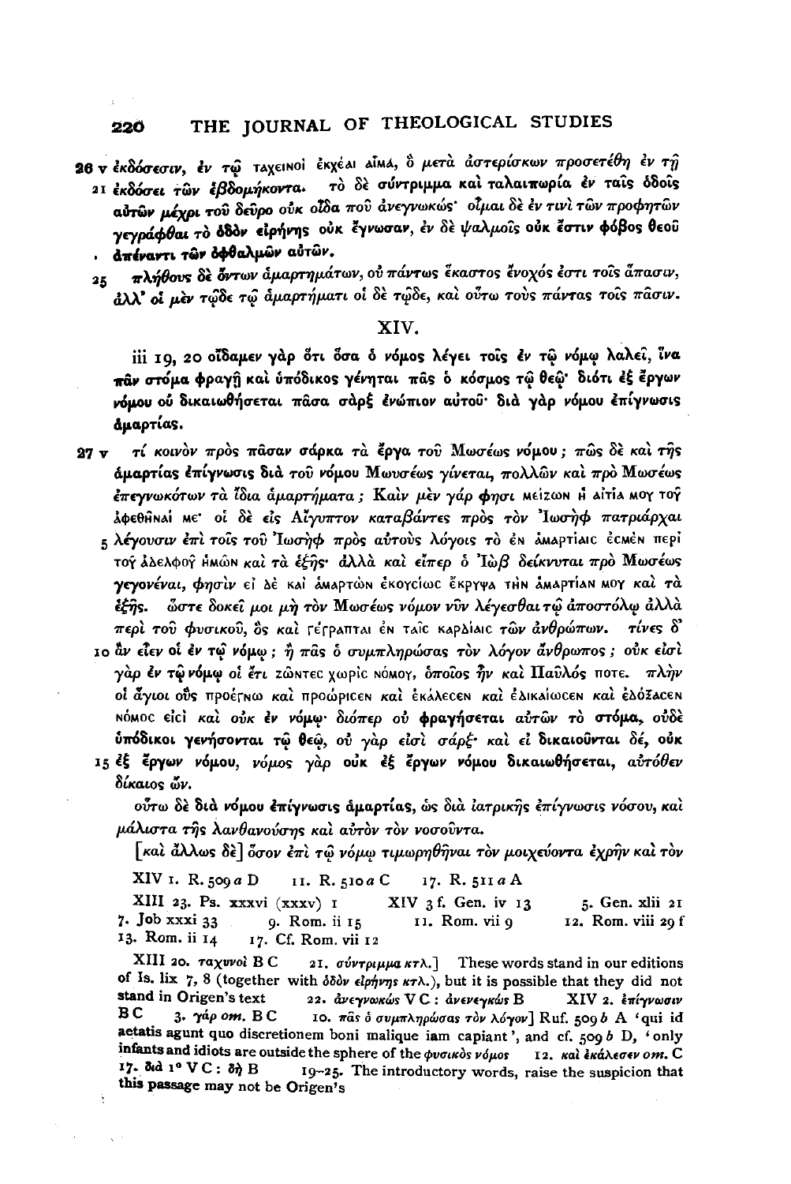26 v ἐκδόσεσιν, ἐν τῷ ταχεινοὶ ἐκχέαι αἷμα, ὃ μετὰ ἀστερίσκων προσετέθη ἐν τῇ
21 ἐκδόσει τῶν ἑβδομήκοντα. τὸ δὲ **σύντριμμα καὶ ταλαιπωρία ἐν ταῖς ὁδοῖς αὐτῶν** μέχρι τοῦ δεῦρο οὐκ οἶδα ποῦ ἀνεγνωκώς· οἶμαι δὲ ἐν τινὶ τῶν προφητῶν γεγράφθαι τὸ **ὁδὸν εἰρήνης οὐκ ἔγνωσαν**, ἐν δὲ ψαλμοῖς **οὐκ ἔστιν φόβος θεοῦ ἀπέναντι τῶν ὀφθαλμῶν αὐτῶν**.

25 πλήθους δὲ ὄντων ἁμαρτημάτων, οὐ πάντως ἕκαστος ἔνοχός ἐστι τοῖς ἅπασιν, ἀλλ' οἱ μὲν τῷδε τῷ ἁμαρτήματι οἱ δὲ τῷδε, καὶ οὕτω τοὺς πάντας τοῖς πᾶσιν.

## XIV.

iii 19, 20 **οἴδαμεν γὰρ ὅτι ὅσα ὁ νόμος λέγει τοῖς ἐν τῷ νόμῳ λαλεῖ, ἵνα πᾶν στόμα φραγῇ καὶ ὑπόδικος γένηται πᾶς ὁ κόσμος τῷ θεῷ· διότι ἐξ ἔργων νόμου οὐ δικαιωθήσεται πᾶσα σὰρξ ἐνώπιον αὐτοῦ· διὰ γὰρ νόμου ἐπίγνωσις ἁμαρτίας.**

27 v τί κοινὸν πρὸς πᾶσαν σάρκα τὰ ἔργα τοῦ Μωσέως νόμου; πῶς δὲ καὶ τῆς **ἁμαρτίας ἐπίγνωσις** διὰ τοῦ νόμου Μωυσέως γίνεται, πολλῶν καὶ πρὸ Μωσέως ἐπεγνωκότων τὰ ἴδια ἁμαρτήματα; Καὶν μὲν γάρ φησι μείζων ἡ αἰτία μου τοῦ ἀφεθῆναί με· οἱ δὲ εἰς Αἴγυπτον καταβάντες πρὸς τὸν Ἰωσὴφ πατριάρχαι
5 λέγουσιν ἐπὶ τοῖς τοῦ Ἰωσὴφ πρὸς αὐτοὺς λόγοις τὸ ἐν ἁμαρτίαις ἐσμὲν περὶ τοῦ ἀδελφοῦ ἡμῶν καὶ τὰ ἑξῆς· ἀλλὰ καὶ εἴπερ ὁ Ἰὼβ δείκνυται πρὸ Μωσέως γεγονέναι, φησὶν εἰ δὲ καὶ ἁμαρτὼν ἑκουσίως ἔκρυψα τὴν ἁμαρτίαν μου καὶ τὰ ἑξῆς. ὥστε δοκεῖ μοι μὴ τὸν Μωσέως νόμον νῦν λέγεσθαι τῷ ἀποστόλῳ ἀλλὰ περὶ τοῦ φυσικοῦ, ὃς καὶ γέγραπται ἐν ταῖς καρδίαις τῶν ἀνθρώπων. τίνες δ'
10 ἂν εἶεν **οἱ ἐν τῷ νόμῳ**; ἢ πᾶς ὁ συμπληρώσας τὸν λόγον ἄνθρωπος; οὐκ εἰσὶ γὰρ **ἐν τῷ νόμῳ** οἱ ἔτι ζῶντες χωρὶς νόμου, ὁποῖος ἦν καὶ Παῦλός ποτε. πλὴν οἱ ἅγιοι οὓς προέγνω καὶ προώρισεν καὶ ἐκάλεσεν καὶ ἐδικαίωσεν καὶ ἐδόξασεν νόμος εἰσὶ καὶ οὐκ ἐν νόμῳ· διόπερ οὐ **φραγήσεται** αὐτῶν **τὸ στόμα**, οὐδὲ **ὑπόδικοι** γενήσονται **τῷ θεῷ**, οὐ γάρ εἰσι **σάρξ**· καὶ εἰ δικαιοῦνται δέ, οὐκ
15 **ἐξ ἔργων νόμου**, νόμος γὰρ **οὐκ ἐξ ἔργων νόμου δικαιωθήσεται**, αὐτόθεν δίκαιος ὤν.

οὕτω δὲ **διὰ νόμου ἐπίγνωσις ἁμαρτίας**, ὡς διὰ ἰατρικῆς ἐπίγνωσις νόσου, καὶ μάλιστα τῆς λανθανούσης καὶ αὐτὸν τὸν νοσοῦντα.

[καὶ ἄλλως δὲ] ὅσον ἐπὶ τῷ νόμῳ τιμωρηθῆναι τὸν μοιχεύοντα ἐχρῆν καὶ τὸν

XIV 1. R. 509 *a* D   11. R. 510 *a* C   17. R. 511 *a* A

XIII 23. Ps. xxxvi (xxxv) 1   XIV 3 f. Gen. iv 13   5. Gen. xlii 21   7. Job xxxi 33   9. Rom. ii 15   11. Rom. vii 9   12. Rom. viii 29 f   13. Rom. ii 14   17. Cf. Rom. vii 12

XIII 20. ταχινοὶ B C   21. σύντριμμα κτλ.] These words stand in our editions of Is. lix 7, 8 (together with ὁδὸν εἰρήνης κτλ.), but it is possible that they did not stand in Origen's text   22. ἀνεγνωκώς V C: ἀνενεγκώς B   XIV 2. ἐπίγνωσιν B C   3. γὰρ *om.* B C   10. πᾶς ὁ συμπληρώσας τὸν λόγον] Ruf. 509 *b* A 'qui id aetatis agunt quo discretionem boni malique iam capiant', and cf. 509 *b* D, 'only infants and idiots are outside the sphere of the φυσικὸς νόμος   12. καὶ ἐκάλεσεν *om.* C   17. διὰ 1° V C: δὴ B   19–25. The introductory words, raise the suspicion that this passage may not be Origen's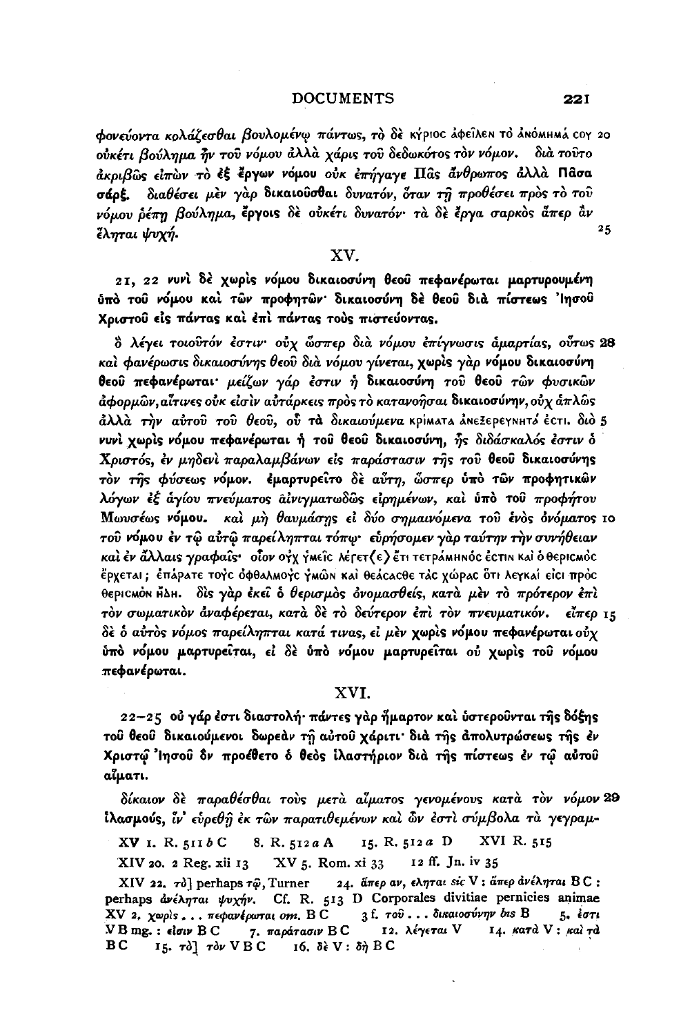φονεύοντα κολάζεσθαι βουλομένῳ πάντως, τὸ δὲ κύριος ἀφεῖλεν τὸ ἀνόμημά σου 20 οὐκέτι βούλημα ἦν τοῦ νόμου ἀλλὰ χάρις τοῦ δεδωκότος τὸν νόμον. διὰ τοῦτο ἀκριβῶς εἰπὼν τὸ ἐξ ἔργων νόμου οὐκ ἐπήγαγε Πᾶς ἄνθρωπος ἀλλὰ Πᾶσα σάρξ. διαθέσει μὲν γὰρ δικαιοῦσθαι δυνατόν, ὅταν τῇ προθέσει πρὸς τὸ τοῦ νόμου ῥέπῃ βούλημα, ἔργοις δὲ οὐκέτι δυνατόν· τὰ δὲ ἔργα σαρκὸς ἅπερ ἂν ἕληται ψυχή. 25

## XV.

**21, 22 νυνὶ δὲ χωρὶς νόμου δικαιοσύνη θεοῦ πεφανέρωται μαρτυρουμένη ὑπὸ τοῦ νόμου καὶ τῶν προφητῶν· δικαιοσύνη δὲ θεοῦ διὰ πίστεως Ἰησοῦ Χριστοῦ εἰς πάντας καὶ ἐπὶ πάντας τοὺς πιστεύοντας.**

ὃ λέγει τοιοῦτόν ἐστιν· οὐχ ὥσπερ διὰ νόμου ἐπίγνωσις ἁμαρτίας, οὕτως 28 καὶ φανέρωσις δικαιοσύνης θεοῦ διὰ νόμου γίνεται, **χωρὶς γὰρ νόμου δικαιοσύνη θεοῦ πεφανέρωται**· μείζων γάρ ἐστιν ἡ δικαιοσύνη τοῦ θεοῦ τῶν φυσικῶν ἀφορμῶν, αἵτινες οὐκ εἰσὶν αὐτάρκεις πρὸς τὸ κατανοῆσαι **δικαιοσύνην**, οὐχ ἁπλῶς ἀλλὰ τὴν αὐτοῦ τοῦ θεοῦ, οὗ τὰ δικαιούμενα κρίματα ἀνεξερεύνητά ἐστι. διὸ 5 **νυνὶ χωρὶς νόμου πεφανέρωται** ἡ τοῦ θεοῦ **δικαιοσύνη**, ἧς διδάσκαλός ἐστιν ὁ Χριστός, ἐν μηδενὶ παραλαμβάνων εἰς παράστασιν τῆς τοῦ θεοῦ **δικαιοσύνης** τὸν τῆς φύσεως **νόμον**. **ἐμαρτυρεῖτο** δὲ αὕτη, ὥσπερ **ὑπὸ τῶν προφητικῶν** λόγων ἐξ ἁγίου πνεύματος αἰνιγματωδῶς εἰρημένων, καὶ **ὑπὸ τοῦ** προφήτου Μωυσέως **νόμου**. καὶ μὴ θαυμάσῃς εἰ δύο σημαινόμενα τοῦ ἑνὸς ὀνόματος 10 τοῦ **νόμου** ἐν τῷ αὐτῷ παρείληπται τόπῳ· εὑρήσομεν γὰρ ταύτην τὴν συνήθειαν καὶ ἐν ἄλλαις γραφαῖς· οἷον οὐχ ὑμεῖς λέγετ⟨ε⟩ ἔτι τετράμηνός ἐστιν καὶ ὁ θερισμὸς ἔρχεται; ἐπάρατε τοὺς ὀφθαλμοὺς ὑμῶν καὶ θεάσασθε τὰς χώρας ὅτι λευκαί εἰσι πρὸς θερισμὸν ἤδη. δὶς γὰρ ἐκεῖ ὁ θερισμὸς ὀνομασθείς, κατὰ μὲν τὸ πρότερον ἐπὶ τὸν σωματικὸν ἀναφέρεται, κατὰ δὲ τὸ δεύτερον ἐπὶ τὸν πνευματικόν. εἴπερ 15 δὲ ὁ αὐτὸς **νόμος** παρείληπται κατά τινας, εἰ μὲν **χωρὶς νόμου πεφανέρωται** οὐχ **ὑπὸ νόμου μαρτυρεῖται**, εἰ δὲ **ὑπὸ νόμου μαρτυρεῖται** οὐ **χωρὶς τοῦ νόμου πεφανέρωται**.

## XVI.

**22–25 οὐ γάρ ἐστι διαστολή· πάντες γὰρ ἥμαρτον καὶ ὑστεροῦνται τῆς δόξης τοῦ θεοῦ δικαιούμενοι δωρεὰν τῇ αὐτοῦ χάριτι· διὰ τῆς ἀπολυτρώσεως τῆς ἐν Χριστῷ Ἰησοῦ ὃν προέθετο ὁ θεὸς ἱλαστήριον διὰ τῆς πίστεως ἐν τῷ αὐτοῦ αἵματι.**

δίκαιον δὲ παραθέσθαι τοὺς μετὰ αἵματος γενομένους κατὰ τὸν νόμον 29 ἱλασμούς, ἵν' εὑρεθῇ ἐκ τῶν παρατιθεμένων καὶ ὧν ἐστὶ σύμβολα τὰ γεγραμ-

XV 1. R. 511 *b* C  8. R. 512 *a* A  15. R. 512 *a* D  XVI R. 515

XIV 20. 2 Reg. xii 13  XV 5. Rom. xi 33  12 ff. Jn. iv 35

XIV 22. τὸ] perhaps τῷ, Turner  24. ἅπερ αν, εληται *sic* V : ἅπερ ἀνέληται B C : perhaps ἀνέληται ψυχήν. Cf. R. 513 D Corporales divitiae pernicies animae
XV 2. χωρὶς . . . πεφανέρωται *om.* B C  3 f. τοῦ . . . δικαιοσύνην *bis* B  5. ἐστι V B mg. : εἰσιν B C  7. παράτασιν B C  12. λέγεται V  14. κατὰ V : καὶ τὰ B C  15. τὸ] τὸν V B C  16. δὲ V : δὴ B C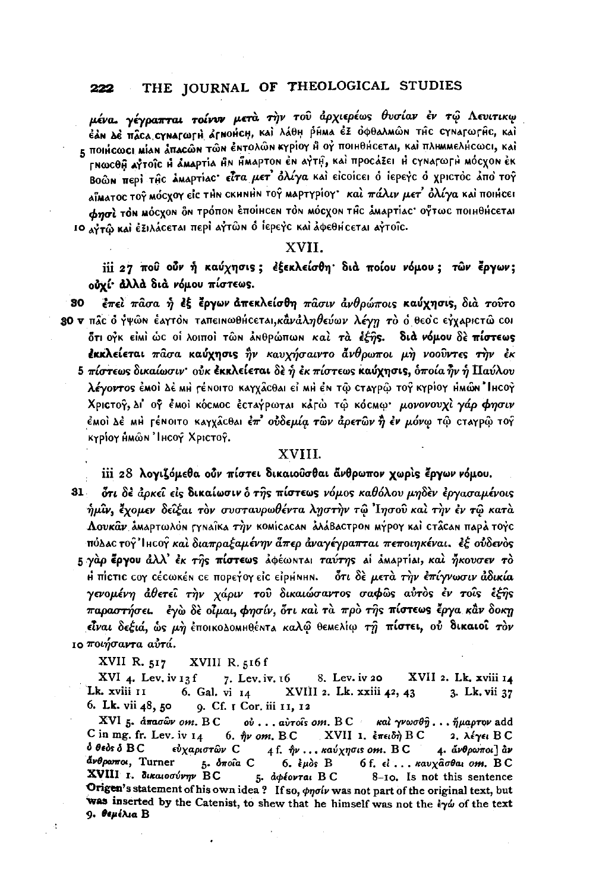μένα. γέγραπται τοίνυν μετὰ τὴν τοῦ ἀρχιερέως θυσίαν ἐν τῷ Λευιτικῷ ἐὰν δὲ πᾶσα συναγωγὴ ἀγνοήσῃ, καὶ λάθῃ ῥῆμα ἐξ ὀφθαλμῶν τῆς συναγωγῆς, καὶ 5 ποιήσωσι μίαν ἀπασῶν τῶν ἐντολῶν κυρίου ἣ οὐ ποιηθήσεται, καὶ πλημμελήσωσι, καὶ γνωσθῇ αὐτοῖς ἡ ἁμαρτία ἣν ἥμαρτον ἐν αὐτῇ, καὶ προσάξει ἡ συναγωγὴ μόσχον ἐκ βοῶν περὶ τῆς ἁμαρτίας· εἶτα μετ' ὀλίγα καὶ εἰσοίσει ὁ ἱερεὺς ὁ χριστὸς ἀπὸ τοῦ αἵματος τοῦ μόσχου εἰς τὴν σκηνὴν τοῦ μαρτυρίου· καὶ πάλιν μετ' ὀλίγα καὶ ποιήσει φησὶ τὸν μόσχον ὃν τρόπον ἐποίησεν τὸν μόσχον τῆς ἁμαρτίας· οὕτως ποιηθήσεται 10 αὐτῷ καὶ ἐξιλάσεται περὶ αὐτῶν ὁ ἱερεὺς καὶ ἀφεθήσεται αὐτοῖς.

## XVII.

**iii 27 ποῦ οὖν ἡ καύχησις; ἐξεκλείσθη· διὰ ποίου νόμου; τῶν ἔργων; οὐχί· ἀλλὰ διὰ νόμου πίστεως.**

30 ἐπεὶ πᾶσα ἡ ἐξ ἔργων ἀπεκλείσθη πᾶσιν ἀνθρώποις **καύχησις**, διὰ τοῦτο 30 v πᾶς ὁ ὑψῶν ἑαυτὸν ταπεινωθήσεται, κἂν ἀληθεύων λέγῃ τὸ ὁ θεὸς εὐχαριστῶ σοι ὅτι οὐκ εἰμὶ ὡς οἱ λοιποὶ τῶν ἀνθρώπων καὶ τὰ ἑξῆς. **διὰ νόμου** δὲ **πίστεως ἐκκλείεται** πᾶσα **καύχησις** ἣν καυχήσαιντο ἄνθρωποι μὴ νοοῦντες τὴν ἐκ 5 πίστεως δικαίωσιν· οὐκ **ἐκκλείεται** δὲ ἡ ἐκ πίστεως **καύχησις**, ὁποία ἦν ἡ Παύλου λέγοντος ἐμοὶ δὲ μὴ γένοιτο καυχᾶσθαι εἰ μὴ ἐν τῷ σταυρῷ τοῦ κυρίου ἡμῶν Ἰησοῦ Χριστοῦ, δι' οὗ ἐμοὶ κόσμος ἐσταύρωται κἀγὼ τῷ κόσμῳ· μονονουχὶ γάρ φησιν ἐμοὶ δὲ μὴ γένοιτο καυχᾶσθαι ἐπ' οὐδεμιᾷ τῶν ἀρετῶν ἢ ἐν μόνῳ τῷ σταυρῷ τοῦ κυρίου ἡμῶν Ἰησοῦ Χριστοῦ.

## XVIII.

**iii 28 λογιζόμεθα οὖν πίστει δικαιοῦσθαι ἄνθρωπον χωρὶς ἔργων νόμου.**

31 ὅτι δὲ **ἀρκεῖ εἰς δικαίωσιν** ὁ **τῆς πίστεως νόμος** καθόλου μηδὲν ἐργασαμένοις ἡμῖν, ἔχομεν δεῖξαι τὸν συσταυρωθέντα λῃστὴν τῷ Ἰησοῦ καὶ τὴν ἐν τῷ κατὰ Λουκᾶν ἁμαρτωλὸν γυναῖκα τὴν κομίσασαν ἀλάβαστρον μύρου καὶ στᾶσαν παρὰ τοὺς πόδας τοῦ Ἰησοῦ καὶ διαπραξαμένην ἅπερ ἀναγέγραπται πεποιηκέναι. ἐξ οὐδενὸς 5 γὰρ **ἔργου** ἀλλ' **ἐκ τῆς πίστεως** ἀφέωνται ταύτης αἱ ἁμαρτίαι, καὶ ἤκουσεν τὸ ἡ πίστις σου σέσωκέν σε πορεύου εἰς εἰρήνην. ὅτι δὲ μετὰ τὴν ἐπίγνωσιν ἀδικία γενομένη ἀθετεῖ τὴν χάριν τοῦ δικαιώσαντος σαφῶς αὐτὸς ἐν τοῖς ἑξῆς παραστήσει. ἐγὼ δὲ οἶμαι, φησίν, ὅτι καὶ τὰ πρὸ τῆς **πίστεως ἔργα** κἂν δοκῇ εἶναι δεξιά, ὡς μὴ ἐποικοδομηθέντα καλῷ θεμελίῳ τῇ **πίστει**, οὐ **δικαιοῖ** τὸν 10 ποιήσαντα αὐτά.

XVII R. 517  XVIII R. 516 f

XVI 4. Lev. iv 13 f  7. Lev. iv. 16  8. Lev. iv 20  XVII 2. Lk. xviii 14  Lk. xviii 11  6. Gal. vi 14  XVIII 2. Lk. xxiii 42, 43  3. Lk. vii 37  6. Lk. vii 48, 50  9. Cf. 1 Cor. iii 11, 12

XVI 5. ἀπασῶν *om.* BC  οὐ . . . αὐτοῖς *om.* BC  καὶ γνωσθῇ . . . ἥμαρτον add C in mg. fr. Lev. iv 14  6. ἣν *om.* BC  XVII 1. ἐπειδὴ BC  2. λέγει BC ὁ θεὸς ὁ BC  εὐχαριστῶν C  4 f. ἣν . . . καύχησις *om.* BC  4. ἄνθρωποι] ἂν ἄνθρωποι, Turner  5. ὁποῖα C  6. ἐμὸς B  6 f. εἰ . . . καυχᾶσθαι *om.* BC  XVIII 1. δικαιοσύνην BC  5. ἀφέονται BC  8–10. Is not this sentence Origen's statement of his own idea? If so, φησίν was not part of the original text, but was inserted by the Catenist, to shew that he himself was not the ἐγώ of the text  9. θεμέλια B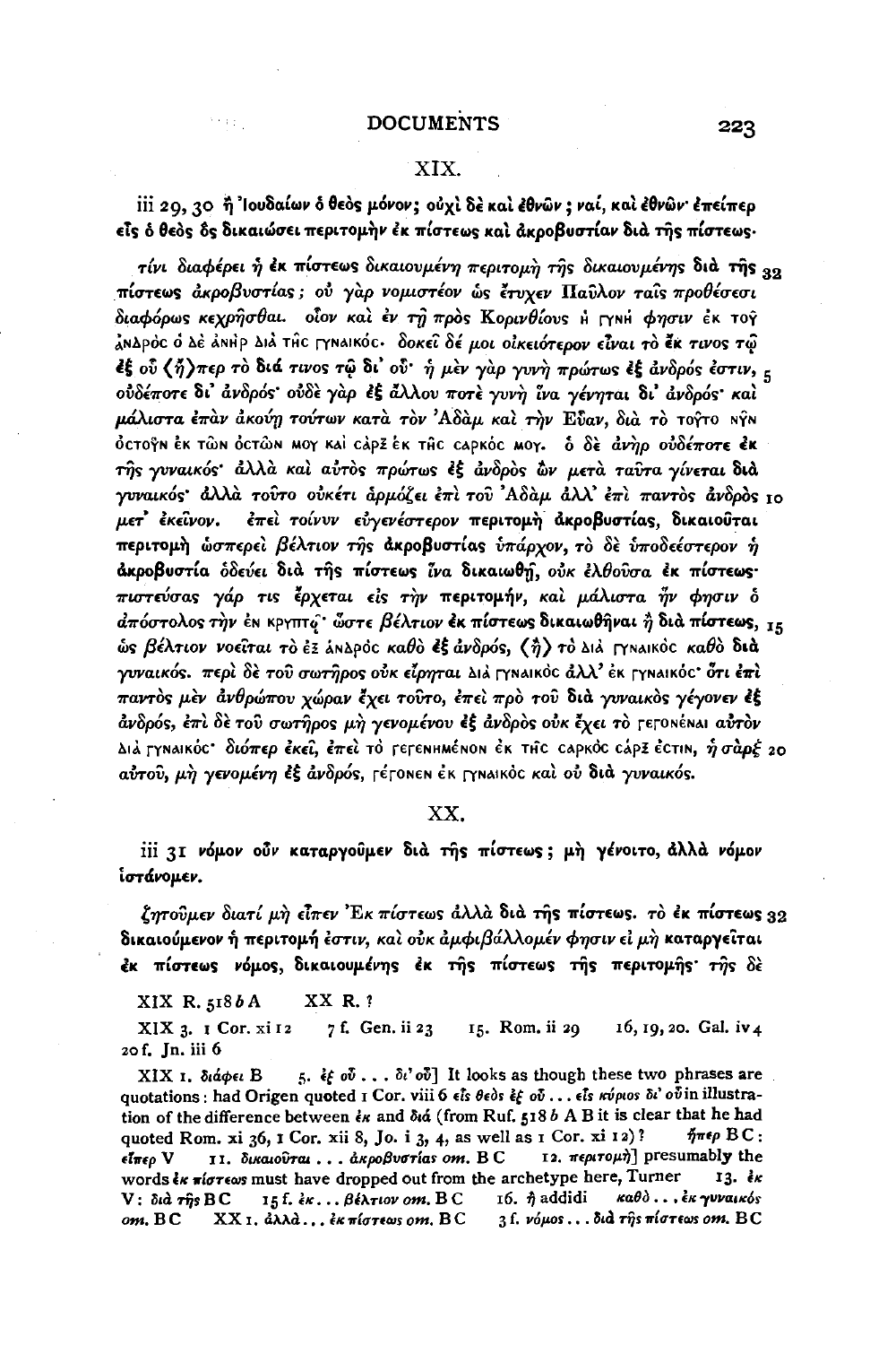## XIX.

**iii 29, 30 ἢ Ἰουδαίων ὁ θεὸς μόνον; οὐχὶ δὲ καὶ ἐθνῶν; ναί, καὶ ἐθνῶν· ἐπείπερ εἷς ὁ θεὸς ὃς δικαιώσει περιτομὴν ἐκ πίστεως καὶ ἀκροβυστίαν διὰ τῆς πίστεως.**

*τίνι διαφέρει ἡ ἐκ πίστεως δικαιουμένη περιτομὴ τῆς δικαιουμένης διὰ τῆς πίστεως ἀκροβυστίας; οὐ γὰρ νομιστέον ὡς ἔτυχεν Παῦλον ταῖς προθέσεσι διαφόρως κεχρῆσθαι. οἷον καὶ ἐν τῇ πρὸς Κορινθίους* ἡ γυνή *φησιν* ἐκ τοῦ ἀνδρὸς ὁ δὲ ἀνὴρ διὰ τῆς γυναικός. *δοκεῖ δέ μοι οἰκειότερον εἶναι τὸ* **ἔκ** *τινος τῷ* **ἐξ** *οὗ ⟨ἤ⟩περ τὸ* **διά** *τινος τῷ* **δι᾽** *οὗ· ἡ μὲν γὰρ γυνὴ πρώτως ἐξ ἀνδρός ἐστιν, οὐδέποτε δι᾽ ἀνδρός· οὐδὲ γὰρ ἐξ ἄλλου ποτὲ γυνὴ ἵνα γένηται δι᾽ ἀνδρός· καὶ μάλιστα ἐπὰν ἀκούῃ τούτων κατὰ τὸν Ἀδὰμ καὶ τὴν Εὔαν, διὰ τὸ* τοῦτο νῦν ὀστοῦν ἐκ τῶν ὀστῶν μου καὶ σὰρξ ἐκ τῆς σαρκός μου. *ὁ δὲ ἀνὴρ οὐδέποτε ἐκ τῆς γυναικός· ἀλλὰ καὶ αὐτὸς πρώτως ἐξ ἀνδρὸς ὢν μετὰ ταῦτα γίνεται διὰ γυναικός· ἀλλὰ τοῦτο οὐκέτι ἁρμόζει ἐπὶ τοῦ Ἀδὰμ ἀλλ᾽ ἐπὶ παντὸς ἀνδρὸς μετ᾽ ἐκεῖνον. ἐπεὶ τοίνυν εὐγενέστερον* **περιτομὴ ἀκροβυστίας, δικαιοῦται περιτομὴ** *ὡσπερεὶ βέλτιον τῆς* **ἀκροβυστίας** *ὑπάρχον, τὸ δὲ ὑποδεέστερον ἡ* **ἀκροβυστία** *ὁδεύει* **διὰ τῆς πίστεως** *ἵνα* **δικαιωθῇ**, *οὐκ ἐλθοῦσα* **ἐκ πίστεως**· *πιστεύσας γάρ τις ἔρχεται εἰς τὴν περιτομήν, καὶ μάλιστα ἣν φησιν ὁ ἀπόστολος τὴν* ἐν κρυπτῷ· *ὥστε βέλτιον* **ἐκ πίστεως δικαιωθῆναι** *ἢ* **διὰ πίστεως**, *ὡς βέλτιον νοεῖται τὸ* ἐξ ἀνδρὸς *καθὸ* **ἐξ** *ἀνδρός, ⟨ἢ⟩ τὸ* διὰ γυναικὸς *καθὸ* **διὰ** *γυναικός. περὶ δὲ τοῦ σωτῆρος οὐκ εἴρηται* διὰ γυναικὸς *ἀλλ᾽* ἐκ γυναικός· *ὅτι ἐπὶ παντὸς μὲν ἀνθρώπου χώραν ἔχει τοῦτο, ἐπεὶ πρὸ τοῦ διὰ γυναικὸς γέγονεν ἐξ ἀνδρός, ἐπὶ δὲ τοῦ σωτῆρος μὴ γενομένου ἐξ ἀνδρὸς οὐκ ἔχει τὸ* γεγονέναι *αὐτὸν* διὰ γυναικός· *διόπερ ἐκεῖ, ἐπεὶ τὸ* γεγεννημένον ἐκ τῆς σαρκὸς σάρξ ἐστιν, *ἡ σὰρξ αὐτοῦ, μὴ γενομένη ἐξ ἀνδρός,* γέγονεν ἐκ γυναικὸς *καὶ οὐ διὰ γυναικός.*

## XX.

**iii 31 νόμον οὖν καταργοῦμεν διὰ τῆς πίστεως; μὴ γένοιτο, ἀλλὰ νόμον ἱστάνομεν.**

*ζητοῦμεν διατί μὴ εἶπεν* Ἐκ πίστεως *ἀλλὰ* **διὰ τῆς πίστεως**. *τὸ* **ἐκ πίστεως** *δικαιούμενον ἡ περιτομή ἐστιν, καὶ οὐκ ἀμφιβάλλομέν φησιν εἰ μὴ καταργεῖται* **ἐκ πίστεως νόμος**, *δικαιουμένης* **ἐκ τῆς πίστεως** *τῆς* **περιτομῆς**· *τῆς δὲ*

XIX R. 518 *b* A XX R. ?

XIX 3. 1 Cor. xi 12 7 f. Gen. ii 23 15. Rom. ii 29 16, 19, 20. Gal. iv 4 20 f. Jn. iii 6

XIX 1. διάφει B 5. ἐξ οὗ . . . δι᾽ οὗ] It looks as though these two phrases are quotations: had Origen quoted 1 Cor. viii 6 εἷς θεὸς ἐξ οὗ . . . εἷς κύριος δι᾽ οὗ in illustration of the difference between ἐκ and διά (from Ruf. 518 *b* A B it is clear that he had quoted Rom. xi 36, 1 Cor. xii 8, Jo. i 3, 4, as well as 1 Cor. xi 12)? ἤπερ BC: εἴπερ V 11. δικαιοῦται . . . ἀκροβυστίας *om.* BC 12. περιτομή] presumably the words ἐκ πίστεως must have dropped out from the archetype here, Turner 13. ἐκ V: διὰ τῆς BC 15 f. ἐκ . . . βέλτιον *om.* BC 16. ἢ addidi καθὸ . . . ἐκ γυναικός *om.* BC XX 1. ἀλλὰ . . . ἐκ πίστεως *om.* BC 3 f. νόμος . . . διὰ τῆς πίστεως *om.* BC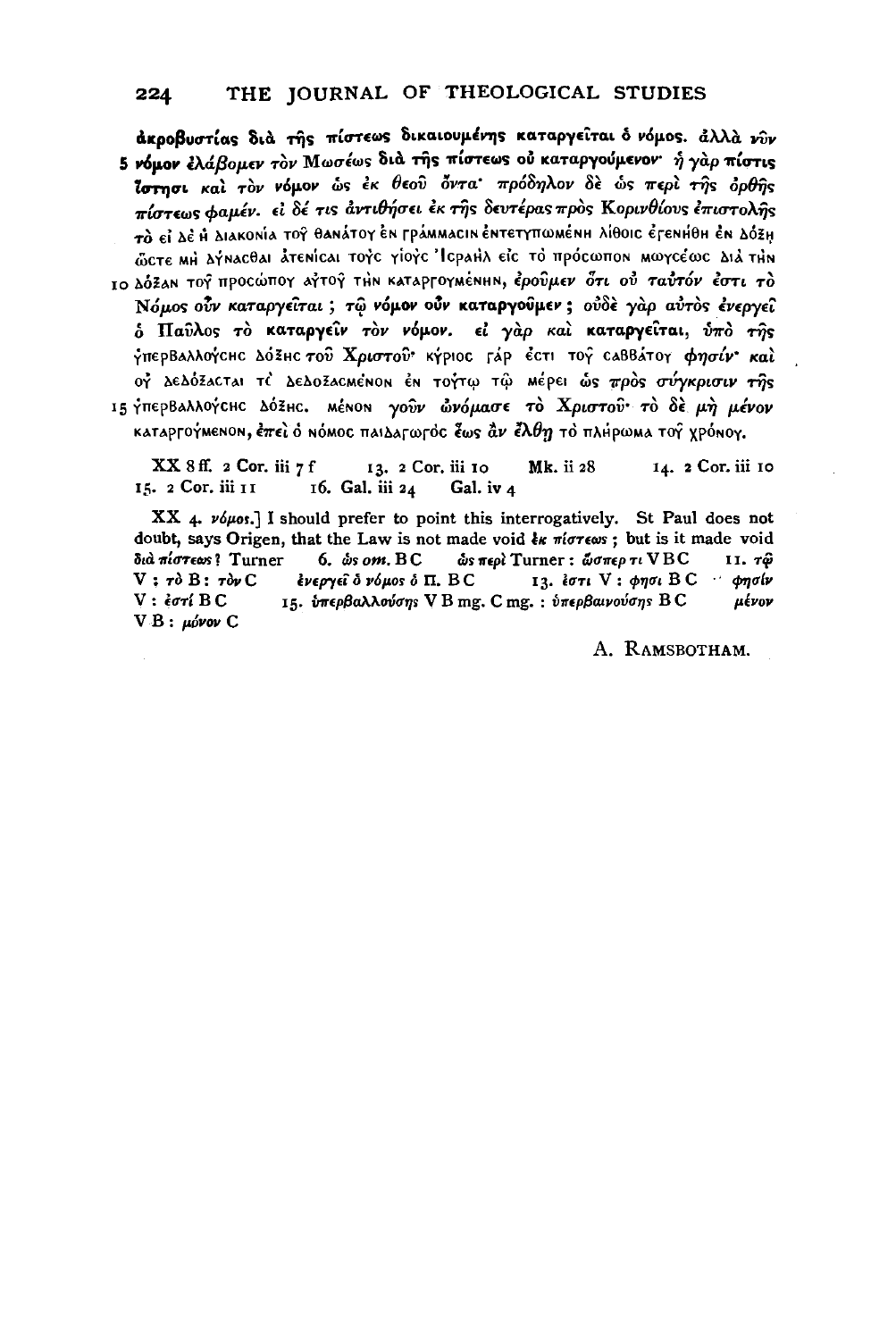ἀκροβυστίας διὰ τῆς πίστεως δικαιουμένης καταργεῖται ὁ νόμος. ἀλλὰ νῦν
5 νόμον ἐλάβομεν τὸν Μωσέως διὰ τῆς πίστεως οὐ καταργούμενον· ἡ γὰρ πίστις ἵστησι καὶ τὸν νόμον ὡς ἐκ θεοῦ ὄντα· πρόδηλον δὲ ὡς περὶ τῆς ὀρθῆς πίστεως φαμέν. εἰ δέ τις ἀντιθήσει ἐκ τῆς δευτέρας πρὸς Κορινθίους ἐπιστολῆς τὸ εἰ δὲ ἡ διακονία τοῦ θανάτου ἐν γράμμασιν ἐντετυπωμένη λίθοις ἐγενήθη ἐν δόξῃ ὥστε μὴ δύνασθαι ἀτενίσαι τοὺς υἱοὺς Ἰσραὴλ εἰς τὸ πρόσωπον Μωυσέως διὰ τὴν
10 δόξαν τοῦ προσώπου αὐτοῦ τὴν καταργουμένην, ἐροῦμεν ὅτι οὐ ταὐτόν ἐστι τὸ Νόμος οὖν καταργεῖται; τῷ νόμον οὖν καταργοῦμεν; οὐδὲ γὰρ αὐτὸς ἐνεργεῖ ὁ Παῦλος τὸ καταργεῖν τὸν νόμον. εἰ γὰρ καὶ καταργεῖται, ὑπὸ τῆς ὑπερβαλλούσης δόξης τοῦ Χριστοῦ· κύριος γάρ ἐστι τοῦ σαββάτου φησίν· καὶ οὐ δεδόξασται τὸ δεδοξασμένον ἐν τούτῳ τῷ μέρει ὡς πρὸς σύγκρισιν τῆς
15 ὑπερβαλλούσης δόξης. μένον γοῦν ὠνόμασε τὸ Χριστοῦ· τὸ δὲ μὴ μένον καταργούμενον, ἐπεὶ ὁ νόμος παιδαγωγὸς ἕως ἂν ἔλθῃ τὸ πλήρωμα τοῦ χρόνου.

XX 8 ff. 2 Cor. iii 7 f  13. 2 Cor. iii 10  Mk. ii 28  14. 2 Cor. iii 10  15. 2 Cor. iii 11  16. Gal. iii 24  Gal. iv 4

XX 4. *νόμος*.] I should prefer to point this interrogatively. St Paul does not doubt, says Origen, that the Law is not made void *ἐκ πίστεως*; but is it made void *διὰ πίστεως*? Turner  6. *ὡς om.* B C  *ὡς περὶ* Turner : *ὥσπερ τι* V B C  11. *τῷ* V : *τὸ* B : *τὸν* C  *ἐνεργεῖ ὁ νόμος ὁ Π.* B C  13. *ἐστι* V : *φησι* B C  *φησίν* V : *ἐστί* B C  15. *ὑπερβαλλούσης* V B mg. C mg. : *ὑπερβαινούσης* B C  *μένον* V B : *μόνον* C

A. RAMSBOTHAM.